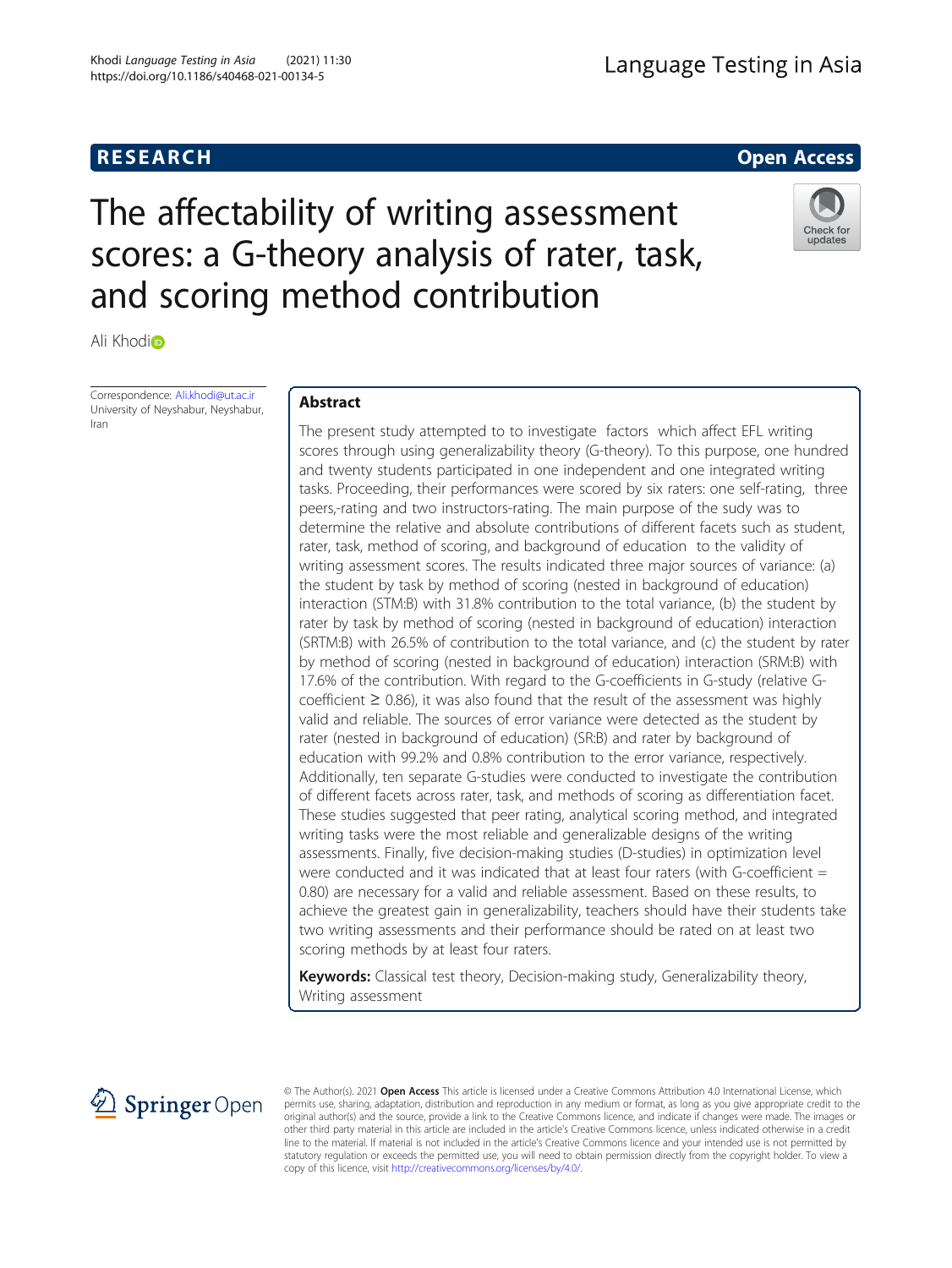RESEARCH Open Access

# The affectability of writing assessment scores: a G-theory analysis of rater, task, and scoring method contribution

Ali Khodi

Correspondence: Ali.khodi@ut.ac.ir
University of Neyshabur, Neyshabur, Iran

## Abstract

The present study attempted to to investigate factors which affect EFL writing scores through using generalizability theory (G-theory). To this purpose, one hundred and twenty students participated in one independent and one integrated writing tasks. Proceeding, their performances were scored by six raters: one self-rating, three peers,-rating and two instructors-rating. The main purpose of the sudy was to determine the relative and absolute contributions of different facets such as student, rater, task, method of scoring, and background of education to the validity of writing assessment scores. The results indicated three major sources of variance: (a) the student by task by method of scoring (nested in background of education) interaction (STM:B) with 31.8% contribution to the total variance, (b) the student by rater by task by method of scoring (nested in background of education) interaction (SRTM:B) with 26.5% of contribution to the total variance, and (c) the student by rater by method of scoring (nested in background of education) interaction (SRM:B) with 17.6% of the contribution. With regard to the G-coefficients in G-study (relative G-coefficient ≥ 0.86), it was also found that the result of the assessment was highly valid and reliable. The sources of error variance were detected as the student by rater (nested in background of education) (SR:B) and rater by background of education with 99.2% and 0.8% contribution to the error variance, respectively. Additionally, ten separate G-studies were conducted to investigate the contribution of different facets across rater, task, and methods of scoring as differentiation facet. These studies suggested that peer rating, analytical scoring method, and integrated writing tasks were the most reliable and generalizable designs of the writing assessments. Finally, five decision-making studies (D-studies) in optimization level were conducted and it was indicated that at least four raters (with G-coefficient = 0.80) are necessary for a valid and reliable assessment. Based on these results, to achieve the greatest gain in generalizability, teachers should have their students take two writing assessments and their performance should be rated on at least two scoring methods by at least four raters.

**Keywords:** Classical test theory, Decision-making study, Generalizability theory, Writing assessment

© The Author(s). 2021 **Open Access** This article is licensed under a Creative Commons Attribution 4.0 International License, which permits use, sharing, adaptation, distribution and reproduction in any medium or format, as long as you give appropriate credit to the original author(s) and the source, provide a link to the Creative Commons licence, and indicate if changes were made. The images or other third party material in this article are included in the article's Creative Commons licence, unless indicated otherwise in a credit line to the material. If material is not included in the article's Creative Commons licence and your intended use is not permitted by statutory regulation or exceeds the permitted use, you will need to obtain permission directly from the copyright holder. To view a copy of this licence, visit http://creativecommons.org/licenses/by/4.0/.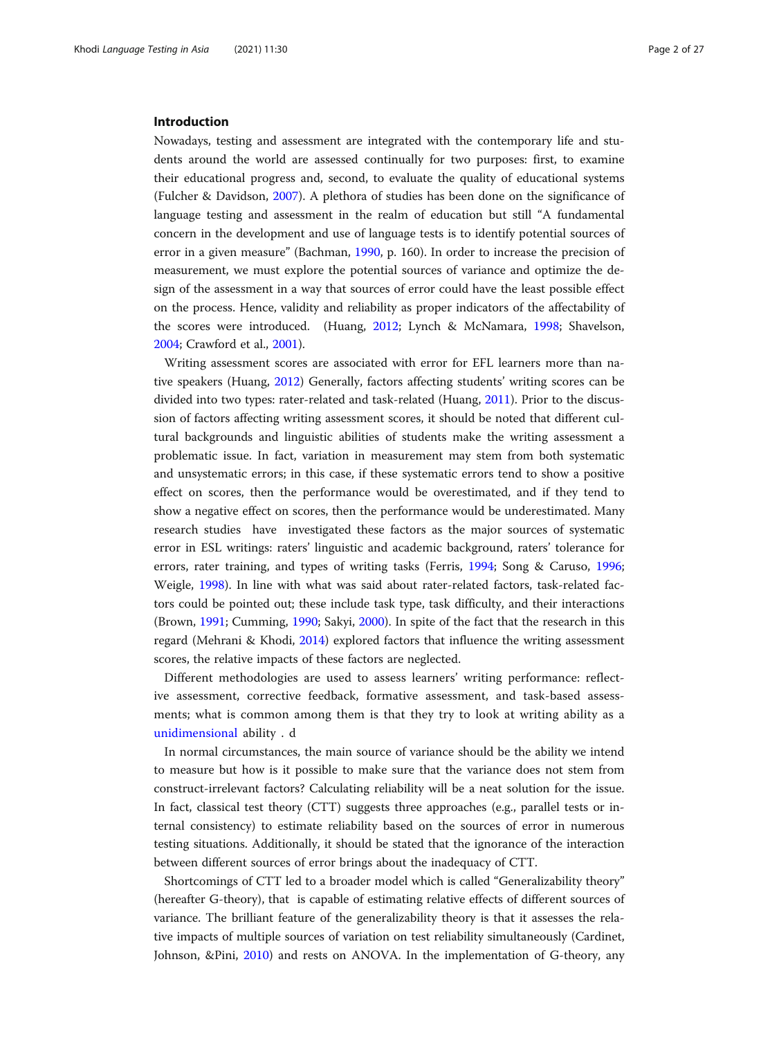## Introduction

Nowadays, testing and assessment are integrated with the contemporary life and students around the world are assessed continually for two purposes: first, to examine their educational progress and, second, to evaluate the quality of educational systems (Fulcher & Davidson, 2007). A plethora of studies has been done on the significance of language testing and assessment in the realm of education but still "A fundamental concern in the development and use of language tests is to identify potential sources of error in a given measure" (Bachman, 1990, p. 160). In order to increase the precision of measurement, we must explore the potential sources of variance and optimize the design of the assessment in a way that sources of error could have the least possible effect on the process. Hence, validity and reliability as proper indicators of the affectability of the scores were introduced. (Huang, 2012; Lynch & McNamara, 1998; Shavelson, 2004; Crawford et al., 2001).

Writing assessment scores are associated with error for EFL learners more than native speakers (Huang, 2012) Generally, factors affecting students' writing scores can be divided into two types: rater-related and task-related (Huang, 2011). Prior to the discussion of factors affecting writing assessment scores, it should be noted that different cultural backgrounds and linguistic abilities of students make the writing assessment a problematic issue. In fact, variation in measurement may stem from both systematic and unsystematic errors; in this case, if these systematic errors tend to show a positive effect on scores, then the performance would be overestimated, and if they tend to show a negative effect on scores, then the performance would be underestimated. Many research studies have investigated these factors as the major sources of systematic error in ESL writings: raters' linguistic and academic background, raters' tolerance for errors, rater training, and types of writing tasks (Ferris, 1994; Song & Caruso, 1996; Weigle, 1998). In line with what was said about rater-related factors, task-related factors could be pointed out; these include task type, task difficulty, and their interactions (Brown, 1991; Cumming, 1990; Sakyi, 2000). In spite of the fact that the research in this regard (Mehrani & Khodi, 2014) explored factors that influence the writing assessment scores, the relative impacts of these factors are neglected.

Different methodologies are used to assess learners' writing performance: reflective assessment, corrective feedback, formative assessment, and task-based assessments; what is common among them is that they try to look at writing ability as a unidimensional ability . d

In normal circumstances, the main source of variance should be the ability we intend to measure but how is it possible to make sure that the variance does not stem from construct-irrelevant factors? Calculating reliability will be a neat solution for the issue. In fact, classical test theory (CTT) suggests three approaches (e.g., parallel tests or internal consistency) to estimate reliability based on the sources of error in numerous testing situations. Additionally, it should be stated that the ignorance of the interaction between different sources of error brings about the inadequacy of CTT.

Shortcomings of CTT led to a broader model which is called "Generalizability theory" (hereafter G-theory), that is capable of estimating relative effects of different sources of variance. The brilliant feature of the generalizability theory is that it assesses the relative impacts of multiple sources of variation on test reliability simultaneously (Cardinet, Johnson, &Pini, 2010) and rests on ANOVA. In the implementation of G-theory, any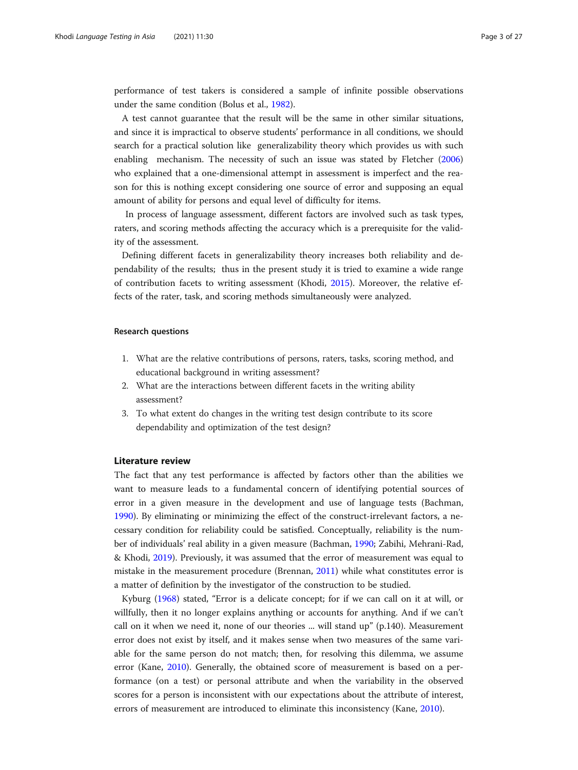performance of test takers is considered a sample of infinite possible observations under the same condition (Bolus et al., 1982).

A test cannot guarantee that the result will be the same in other similar situations, and since it is impractical to observe students' performance in all conditions, we should search for a practical solution like generalizability theory which provides us with such enabling mechanism. The necessity of such an issue was stated by Fletcher (2006) who explained that a one-dimensional attempt in assessment is imperfect and the reason for this is nothing except considering one source of error and supposing an equal amount of ability for persons and equal level of difficulty for items.

In process of language assessment, different factors are involved such as task types, raters, and scoring methods affecting the accuracy which is a prerequisite for the validity of the assessment.

Defining different facets in generalizability theory increases both reliability and dependability of the results; thus in the present study it is tried to examine a wide range of contribution facets to writing assessment (Khodi, 2015). Moreover, the relative effects of the rater, task, and scoring methods simultaneously were analyzed.

#### Research questions

1. What are the relative contributions of persons, raters, tasks, scoring method, and educational background in writing assessment?
2. What are the interactions between different facets in the writing ability assessment?
3. To what extent do changes in the writing test design contribute to its score dependability and optimization of the test design?

## Literature review

The fact that any test performance is affected by factors other than the abilities we want to measure leads to a fundamental concern of identifying potential sources of error in a given measure in the development and use of language tests (Bachman, 1990). By eliminating or minimizing the effect of the construct-irrelevant factors, a necessary condition for reliability could be satisfied. Conceptually, reliability is the number of individuals' real ability in a given measure (Bachman, 1990; Zabihi, Mehrani-Rad, & Khodi, 2019). Previously, it was assumed that the error of measurement was equal to mistake in the measurement procedure (Brennan, 2011) while what constitutes error is a matter of definition by the investigator of the construction to be studied.

Kyburg (1968) stated, "Error is a delicate concept; for if we can call on it at will, or willfully, then it no longer explains anything or accounts for anything. And if we can't call on it when we need it, none of our theories ... will stand up" (p.140). Measurement error does not exist by itself, and it makes sense when two measures of the same variable for the same person do not match; then, for resolving this dilemma, we assume error (Kane, 2010). Generally, the obtained score of measurement is based on a performance (on a test) or personal attribute and when the variability in the observed scores for a person is inconsistent with our expectations about the attribute of interest, errors of measurement are introduced to eliminate this inconsistency (Kane, 2010).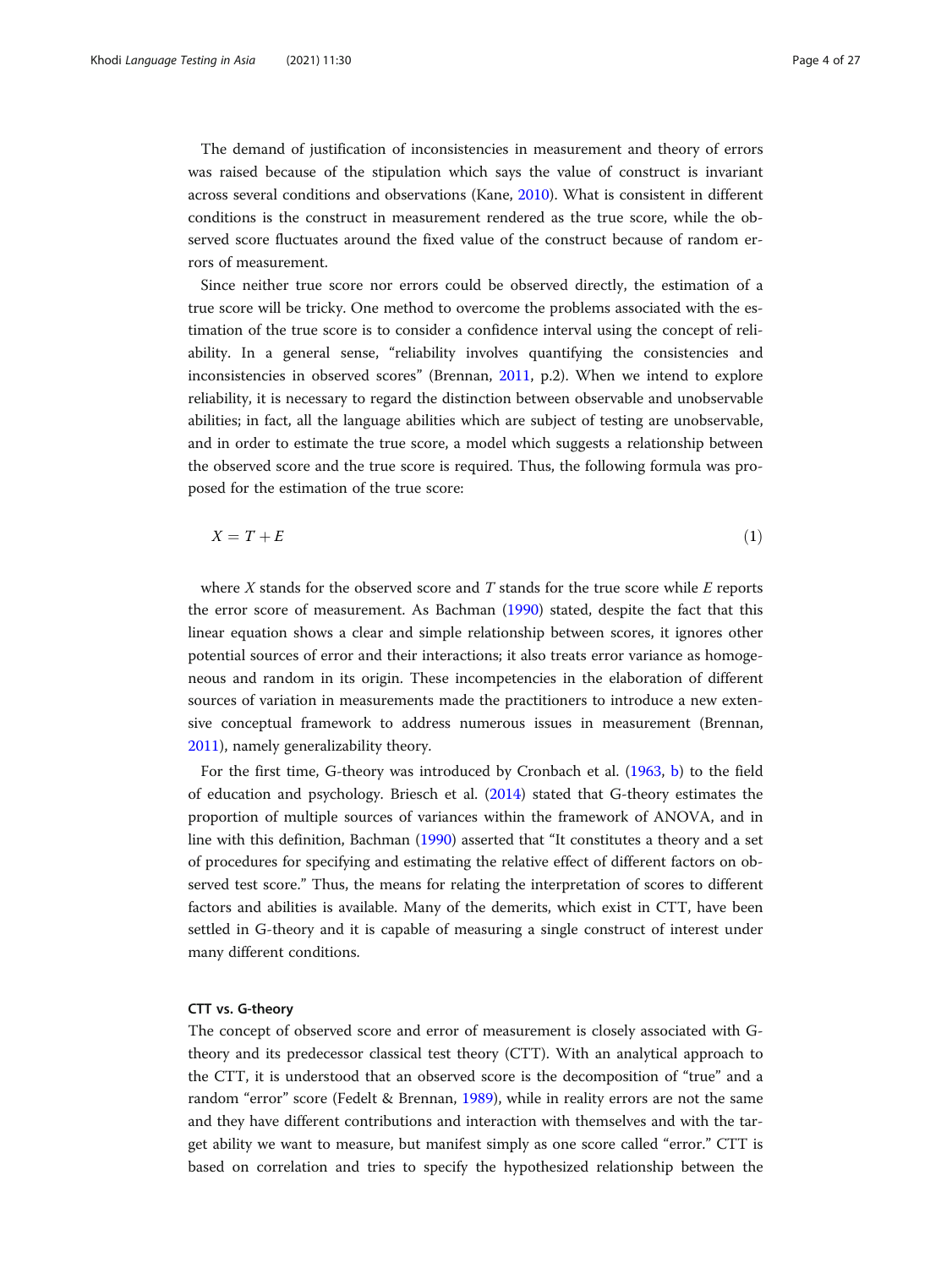The demand of justification of inconsistencies in measurement and theory of errors was raised because of the stipulation which says the value of construct is invariant across several conditions and observations (Kane, 2010). What is consistent in different conditions is the construct in measurement rendered as the true score, while the observed score fluctuates around the fixed value of the construct because of random errors of measurement.

Since neither true score nor errors could be observed directly, the estimation of a true score will be tricky. One method to overcome the problems associated with the estimation of the true score is to consider a confidence interval using the concept of reliability. In a general sense, "reliability involves quantifying the consistencies and inconsistencies in observed scores" (Brennan, 2011, p.2). When we intend to explore reliability, it is necessary to regard the distinction between observable and unobservable abilities; in fact, all the language abilities which are subject of testing are unobservable, and in order to estimate the true score, a model which suggests a relationship between the observed score and the true score is required. Thus, the following formula was proposed for the estimation of the true score:

$$X = T + E \tag{1}$$

where $X$ stands for the observed score and $T$ stands for the true score while $E$ reports the error score of measurement. As Bachman (1990) stated, despite the fact that this linear equation shows a clear and simple relationship between scores, it ignores other potential sources of error and their interactions; it also treats error variance as homogeneous and random in its origin. These incompetencies in the elaboration of different sources of variation in measurements made the practitioners to introduce a new extensive conceptual framework to address numerous issues in measurement (Brennan, 2011), namely generalizability theory.

For the first time, G-theory was introduced by Cronbach et al. (1963, b) to the field of education and psychology. Briesch et al. (2014) stated that G-theory estimates the proportion of multiple sources of variances within the framework of ANOVA, and in line with this definition, Bachman (1990) asserted that "It constitutes a theory and a set of procedures for specifying and estimating the relative effect of different factors on observed test score." Thus, the means for relating the interpretation of scores to different factors and abilities is available. Many of the demerits, which exist in CTT, have been settled in G-theory and it is capable of measuring a single construct of interest under many different conditions.

#### CTT vs. G-theory

The concept of observed score and error of measurement is closely associated with G-theory and its predecessor classical test theory (CTT). With an analytical approach to the CTT, it is understood that an observed score is the decomposition of "true" and a random "error" score (Fedelt & Brennan, 1989), while in reality errors are not the same and they have different contributions and interaction with themselves and with the target ability we want to measure, but manifest simply as one score called "error." CTT is based on correlation and tries to specify the hypothesized relationship between the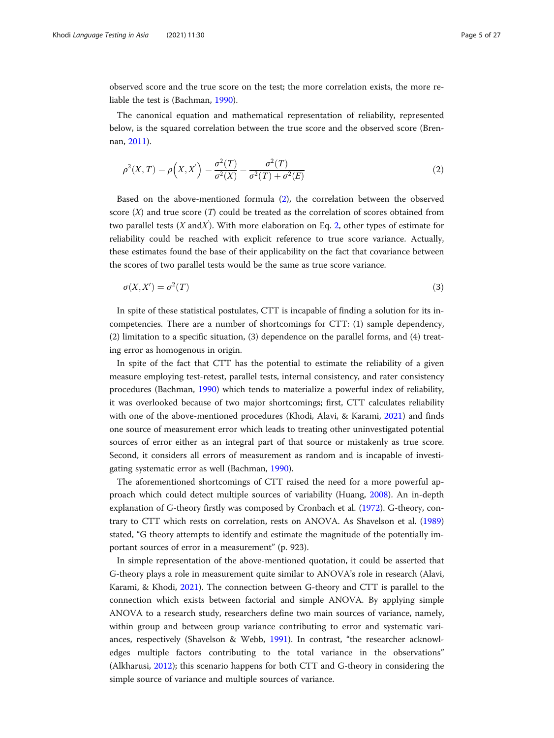observed score and the true score on the test; the more correlation exists, the more reliable the test is (Bachman, 1990).

The canonical equation and mathematical representation of reliability, represented below, is the squared correlation between the true score and the observed score (Brennan, 2011).

$$\rho^2(X,T) = \rho\left(X,X^{'}\right) = \frac{\sigma^2(T)}{\sigma^2(X)} = \frac{\sigma^2(T)}{\sigma^2(T)+\sigma^2(E)} \tag{2}$$

Based on the above-mentioned formula (2), the correlation between the observed score ($X$) and true score ($T$) could be treated as the correlation of scores obtained from two parallel tests ($X$ and$X^{'}$). With more elaboration on Eq. 2, other types of estimate for reliability could be reached with explicit reference to true score variance. Actually, these estimates found the base of their applicability on the fact that covariance between the scores of two parallel tests would be the same as true score variance.

$$\sigma(X,X') = \sigma^2(T) \tag{3}$$

In spite of these statistical postulates, CTT is incapable of finding a solution for its incompetencies. There are a number of shortcomings for CTT: (1) sample dependency, (2) limitation to a specific situation, (3) dependence on the parallel forms, and (4) treating error as homogenous in origin.

In spite of the fact that CTT has the potential to estimate the reliability of a given measure employing test-retest, parallel tests, internal consistency, and rater consistency procedures (Bachman, 1990) which tends to materialize a powerful index of reliability, it was overlooked because of two major shortcomings; first, CTT calculates reliability with one of the above-mentioned procedures (Khodi, Alavi, & Karami, 2021) and finds one source of measurement error which leads to treating other uninvestigated potential sources of error either as an integral part of that source or mistakenly as true score. Second, it considers all errors of measurement as random and is incapable of investigating systematic error as well (Bachman, 1990).

The aforementioned shortcomings of CTT raised the need for a more powerful approach which could detect multiple sources of variability (Huang, 2008). An in-depth explanation of G-theory firstly was composed by Cronbach et al. (1972). G-theory, contrary to CTT which rests on correlation, rests on ANOVA. As Shavelson et al. (1989) stated, "G theory attempts to identify and estimate the magnitude of the potentially important sources of error in a measurement" (p. 923).

In simple representation of the above-mentioned quotation, it could be asserted that G-theory plays a role in measurement quite similar to ANOVA's role in research (Alavi, Karami, & Khodi, 2021). The connection between G-theory and CTT is parallel to the connection which exists between factorial and simple ANOVA. By applying simple ANOVA to a research study, researchers define two main sources of variance, namely, within group and between group variance contributing to error and systematic variances, respectively (Shavelson & Webb, 1991). In contrast, "the researcher acknowledges multiple factors contributing to the total variance in the observations" (Alkharusi, 2012); this scenario happens for both CTT and G-theory in considering the simple source of variance and multiple sources of variance.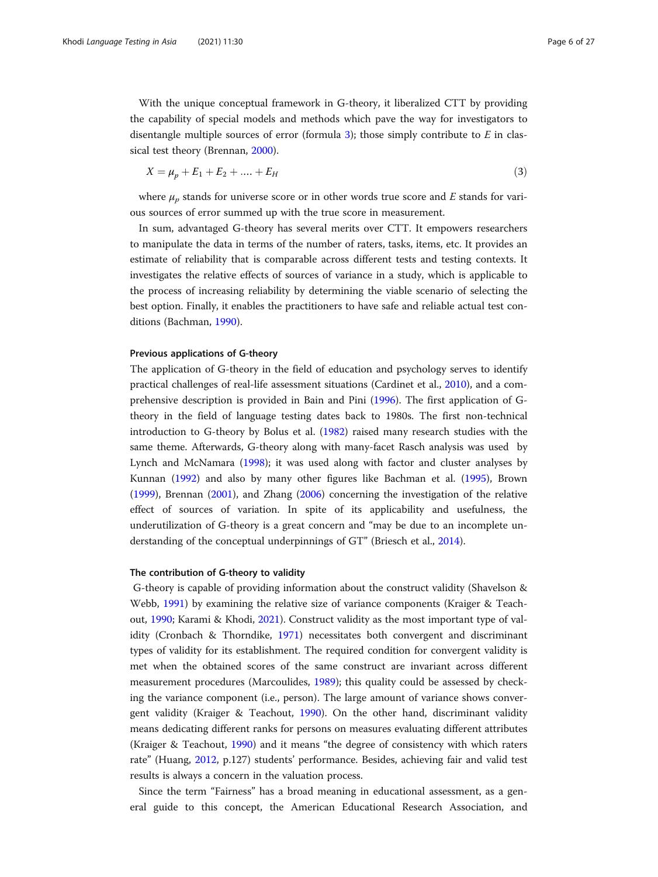With the unique conceptual framework in G-theory, it liberalized CTT by providing the capability of special models and methods which pave the way for investigators to disentangle multiple sources of error (formula 3); those simply contribute to $E$ in classical test theory (Brennan, 2000).

$$X = \mu_p + E_1 + E_2 + \dots + E_H \tag{3}$$

where $\mu_p$ stands for universe score or in other words true score and $E$ stands for various sources of error summed up with the true score in measurement.

In sum, advantaged G-theory has several merits over CTT. It empowers researchers to manipulate the data in terms of the number of raters, tasks, items, etc. It provides an estimate of reliability that is comparable across different tests and testing contexts. It investigates the relative effects of sources of variance in a study, which is applicable to the process of increasing reliability by determining the viable scenario of selecting the best option. Finally, it enables the practitioners to have safe and reliable actual test conditions (Bachman, 1990).

#### Previous applications of G-theory

The application of G-theory in the field of education and psychology serves to identify practical challenges of real-life assessment situations (Cardinet et al., 2010), and a comprehensive description is provided in Bain and Pini (1996). The first application of G-theory in the field of language testing dates back to 1980s. The first non-technical introduction to G-theory by Bolus et al. (1982) raised many research studies with the same theme. Afterwards, G-theory along with many-facet Rasch analysis was used by Lynch and McNamara (1998); it was used along with factor and cluster analyses by Kunnan (1992) and also by many other figures like Bachman et al. (1995), Brown (1999), Brennan (2001), and Zhang (2006) concerning the investigation of the relative effect of sources of variation. In spite of its applicability and usefulness, the underutilization of G-theory is a great concern and "may be due to an incomplete understanding of the conceptual underpinnings of GT" (Briesch et al., 2014).

#### The contribution of G-theory to validity

G-theory is capable of providing information about the construct validity (Shavelson & Webb, 1991) by examining the relative size of variance components (Kraiger & Teachout, 1990; Karami & Khodi, 2021). Construct validity as the most important type of validity (Cronbach & Thorndike, 1971) necessitates both convergent and discriminant types of validity for its establishment. The required condition for convergent validity is met when the obtained scores of the same construct are invariant across different measurement procedures (Marcoulides, 1989); this quality could be assessed by checking the variance component (i.e., person). The large amount of variance shows convergent validity (Kraiger & Teachout, 1990). On the other hand, discriminant validity means dedicating different ranks for persons on measures evaluating different attributes (Kraiger & Teachout, 1990) and it means "the degree of consistency with which raters rate" (Huang, 2012, p.127) students' performance. Besides, achieving fair and valid test results is always a concern in the valuation process.

Since the term "Fairness" has a broad meaning in educational assessment, as a general guide to this concept, the American Educational Research Association, and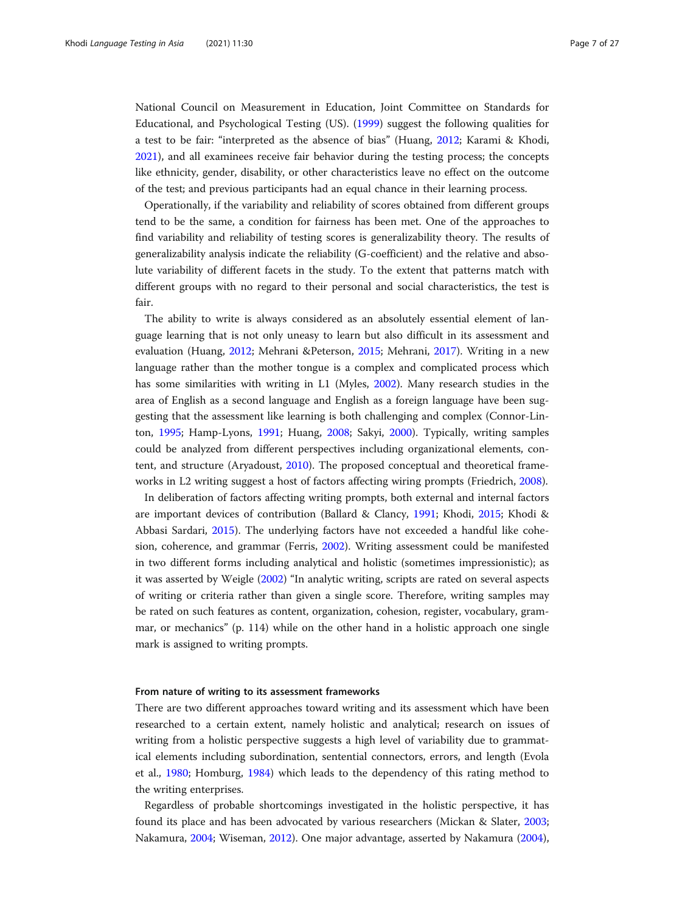National Council on Measurement in Education, Joint Committee on Standards for Educational, and Psychological Testing (US). (1999) suggest the following qualities for a test to be fair: "interpreted as the absence of bias" (Huang, 2012; Karami & Khodi, 2021), and all examinees receive fair behavior during the testing process; the concepts like ethnicity, gender, disability, or other characteristics leave no effect on the outcome of the test; and previous participants had an equal chance in their learning process.

Operationally, if the variability and reliability of scores obtained from different groups tend to be the same, a condition for fairness has been met. One of the approaches to find variability and reliability of testing scores is generalizability theory. The results of generalizability analysis indicate the reliability (G-coefficient) and the relative and absolute variability of different facets in the study. To the extent that patterns match with different groups with no regard to their personal and social characteristics, the test is fair.

The ability to write is always considered as an absolutely essential element of language learning that is not only uneasy to learn but also difficult in its assessment and evaluation (Huang, 2012; Mehrani &Peterson, 2015; Mehrani, 2017). Writing in a new language rather than the mother tongue is a complex and complicated process which has some similarities with writing in L1 (Myles, 2002). Many research studies in the area of English as a second language and English as a foreign language have been suggesting that the assessment like learning is both challenging and complex (Connor-Linton, 1995; Hamp-Lyons, 1991; Huang, 2008; Sakyi, 2000). Typically, writing samples could be analyzed from different perspectives including organizational elements, content, and structure (Aryadoust, 2010). The proposed conceptual and theoretical frameworks in L2 writing suggest a host of factors affecting wiring prompts (Friedrich, 2008).

In deliberation of factors affecting writing prompts, both external and internal factors are important devices of contribution (Ballard & Clancy, 1991; Khodi, 2015; Khodi & Abbasi Sardari, 2015). The underlying factors have not exceeded a handful like cohesion, coherence, and grammar (Ferris, 2002). Writing assessment could be manifested in two different forms including analytical and holistic (sometimes impressionistic); as it was asserted by Weigle (2002) "In analytic writing, scripts are rated on several aspects of writing or criteria rather than given a single score. Therefore, writing samples may be rated on such features as content, organization, cohesion, register, vocabulary, grammar, or mechanics" (p. 114) while on the other hand in a holistic approach one single mark is assigned to writing prompts.

#### From nature of writing to its assessment frameworks

There are two different approaches toward writing and its assessment which have been researched to a certain extent, namely holistic and analytical; research on issues of writing from a holistic perspective suggests a high level of variability due to grammatical elements including subordination, sentential connectors, errors, and length (Evola et al., 1980; Homburg, 1984) which leads to the dependency of this rating method to the writing enterprises.

Regardless of probable shortcomings investigated in the holistic perspective, it has found its place and has been advocated by various researchers (Mickan & Slater, 2003; Nakamura, 2004; Wiseman, 2012). One major advantage, asserted by Nakamura (2004),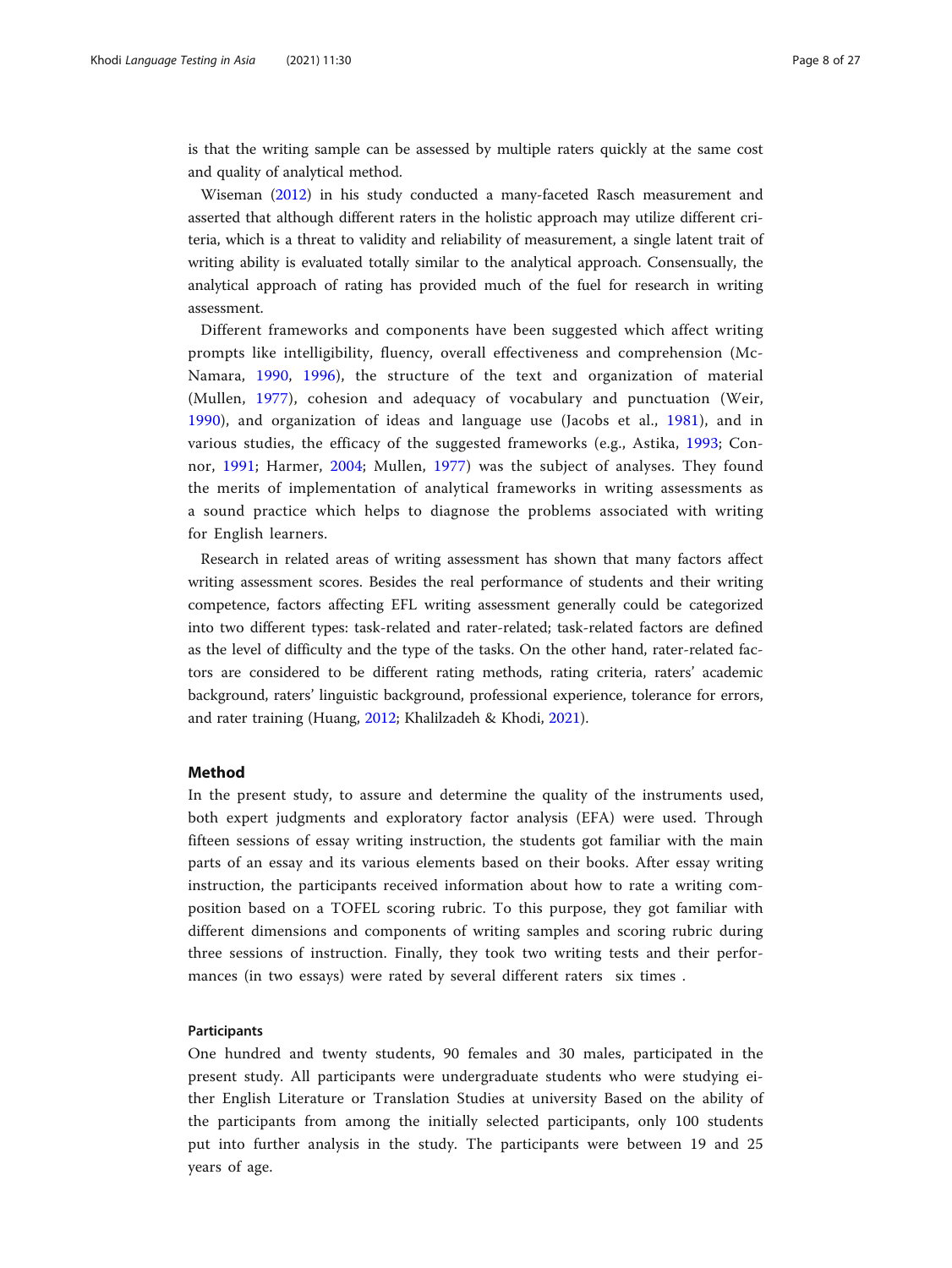is that the writing sample can be assessed by multiple raters quickly at the same cost and quality of analytical method.

Wiseman (2012) in his study conducted a many-faceted Rasch measurement and asserted that although different raters in the holistic approach may utilize different criteria, which is a threat to validity and reliability of measurement, a single latent trait of writing ability is evaluated totally similar to the analytical approach. Consensually, the analytical approach of rating has provided much of the fuel for research in writing assessment.

Different frameworks and components have been suggested which affect writing prompts like intelligibility, fluency, overall effectiveness and comprehension (McNamara, 1990, 1996), the structure of the text and organization of material (Mullen, 1977), cohesion and adequacy of vocabulary and punctuation (Weir, 1990), and organization of ideas and language use (Jacobs et al., 1981), and in various studies, the efficacy of the suggested frameworks (e.g., Astika, 1993; Connor, 1991; Harmer, 2004; Mullen, 1977) was the subject of analyses. They found the merits of implementation of analytical frameworks in writing assessments as a sound practice which helps to diagnose the problems associated with writing for English learners.

Research in related areas of writing assessment has shown that many factors affect writing assessment scores. Besides the real performance of students and their writing competence, factors affecting EFL writing assessment generally could be categorized into two different types: task-related and rater-related; task-related factors are defined as the level of difficulty and the type of the tasks. On the other hand, rater-related factors are considered to be different rating methods, rating criteria, raters' academic background, raters' linguistic background, professional experience, tolerance for errors, and rater training (Huang, 2012; Khalilzadeh & Khodi, 2021).

## Method

In the present study, to assure and determine the quality of the instruments used, both expert judgments and exploratory factor analysis (EFA) were used. Through fifteen sessions of essay writing instruction, the students got familiar with the main parts of an essay and its various elements based on their books. After essay writing instruction, the participants received information about how to rate a writing composition based on a TOFEL scoring rubric. To this purpose, they got familiar with different dimensions and components of writing samples and scoring rubric during three sessions of instruction. Finally, they took two writing tests and their performances (in two essays) were rated by several different raters six times .

### Participants

One hundred and twenty students, 90 females and 30 males, participated in the present study. All participants were undergraduate students who were studying either English Literature or Translation Studies at university Based on the ability of the participants from among the initially selected participants, only 100 students put into further analysis in the study. The participants were between 19 and 25 years of age.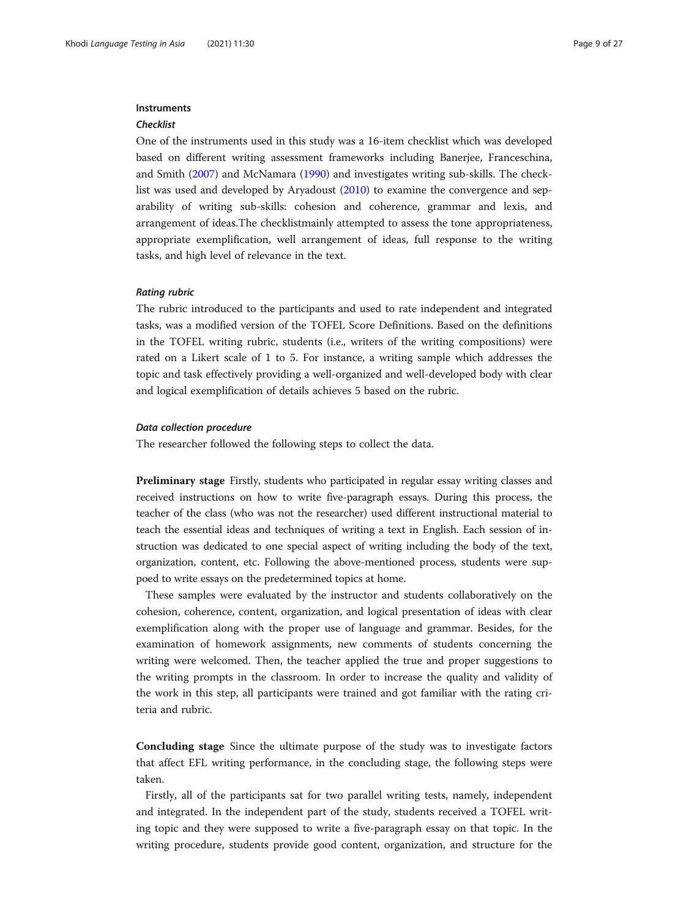## Instruments

### *Checklist*

One of the instruments used in this study was a 16-item checklist which was developed based on different writing assessment frameworks including Banerjee, Franceschina, and Smith (2007) and McNamara (1990) and investigates writing sub-skills. The checklist was used and developed by Aryadoust (2010) to examine the convergence and separability of writing sub-skills: cohesion and coherence, grammar and lexis, and arrangement of ideas.The checklistmainly attempted to assess the tone appropriateness, appropriate exemplification, well arrangement of ideas, full response to the writing tasks, and high level of relevance in the text.

### *Rating rubric*

The rubric introduced to the participants and used to rate independent and integrated tasks, was a modified version of the TOFEL Score Definitions. Based on the definitions in the TOFEL writing rubric, students (i.e., writers of the writing compositions) were rated on a Likert scale of 1 to 5. For instance, a writing sample which addresses the topic and task effectively providing a well-organized and well-developed body with clear and logical exemplification of details achieves 5 based on the rubric.

### *Data collection procedure*

The researcher followed the following steps to collect the data.

**Preliminary stage** Firstly, students who participated in regular essay writing classes and received instructions on how to write five-paragraph essays. During this process, the teacher of the class (who was not the researcher) used different instructional material to teach the essential ideas and techniques of writing a text in English. Each session of instruction was dedicated to one special aspect of writing including the body of the text, organization, content, etc. Following the above-mentioned process, students were suppoed to write essays on the predetermined topics at home.

These samples were evaluated by the instructor and students collaboratively on the cohesion, coherence, content, organization, and logical presentation of ideas with clear exemplification along with the proper use of language and grammar. Besides, for the examination of homework assignments, new comments of students concerning the writing were welcomed. Then, the teacher applied the true and proper suggestions to the writing prompts in the classroom. In order to increase the quality and validity of the work in this step, all participants were trained and got familiar with the rating criteria and rubric.

**Concluding stage** Since the ultimate purpose of the study was to investigate factors that affect EFL writing performance, in the concluding stage, the following steps were taken.

Firstly, all of the participants sat for two parallel writing tests, namely, independent and integrated. In the independent part of the study, students received a TOFEL writing topic and they were supposed to write a five-paragraph essay on that topic. In the writing procedure, students provide good content, organization, and structure for the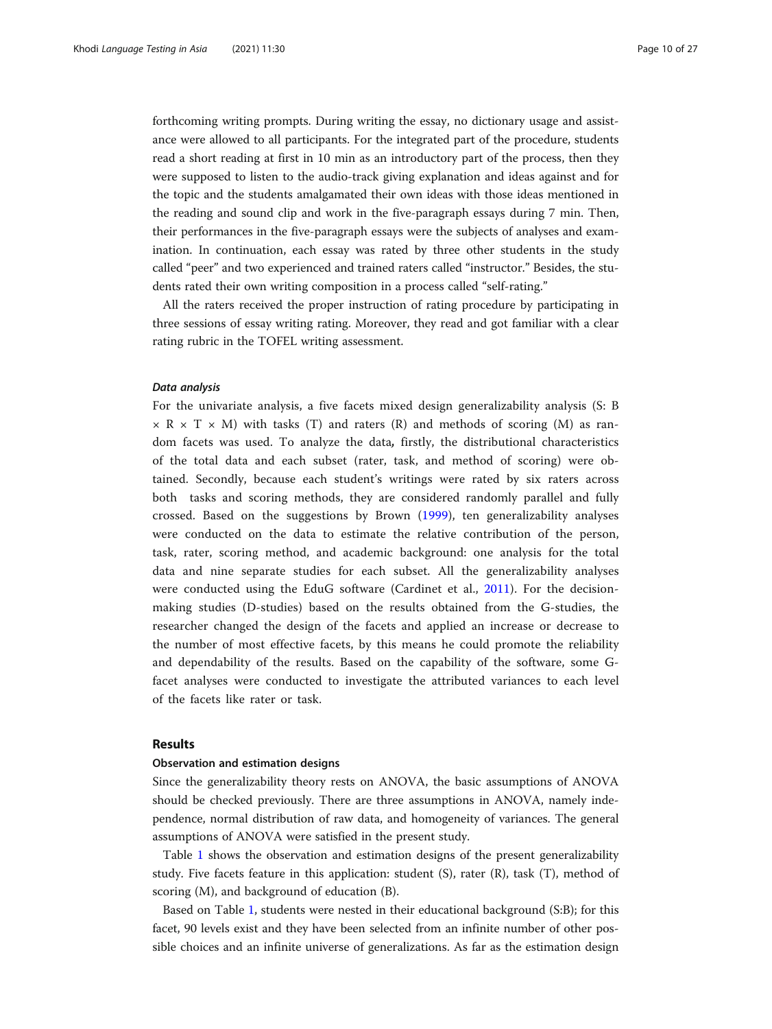forthcoming writing prompts. During writing the essay, no dictionary usage and assistance were allowed to all participants. For the integrated part of the procedure, students read a short reading at first in 10 min as an introductory part of the process, then they were supposed to listen to the audio-track giving explanation and ideas against and for the topic and the students amalgamated their own ideas with those ideas mentioned in the reading and sound clip and work in the five-paragraph essays during 7 min. Then, their performances in the five-paragraph essays were the subjects of analyses and examination. In continuation, each essay was rated by three other students in the study called "peer" and two experienced and trained raters called "instructor." Besides, the students rated their own writing composition in a process called "self-rating."

All the raters received the proper instruction of rating procedure by participating in three sessions of essay writing rating. Moreover, they read and got familiar with a clear rating rubric in the TOFEL writing assessment.

### *Data analysis*

For the univariate analysis, a five facets mixed design generalizability analysis (S: B × R × T × M) with tasks (T) and raters (R) and methods of scoring (M) as random facets was used. To analyze the data, firstly, the distributional characteristics of the total data and each subset (rater, task, and method of scoring) were obtained. Secondly, because each student's writings were rated by six raters across both tasks and scoring methods, they are considered randomly parallel and fully crossed. Based on the suggestions by Brown (1999), ten generalizability analyses were conducted on the data to estimate the relative contribution of the person, task, rater, scoring method, and academic background: one analysis for the total data and nine separate studies for each subset. All the generalizability analyses were conducted using the EduG software (Cardinet et al., 2011). For the decision-making studies (D-studies) based on the results obtained from the G-studies, the researcher changed the design of the facets and applied an increase or decrease to the number of most effective facets, by this means he could promote the reliability and dependability of the results. Based on the capability of the software, some G-facet analyses were conducted to investigate the attributed variances to each level of the facets like rater or task.

## Results

### Observation and estimation designs

Since the generalizability theory rests on ANOVA, the basic assumptions of ANOVA should be checked previously. There are three assumptions in ANOVA, namely independence, normal distribution of raw data, and homogeneity of variances. The general assumptions of ANOVA were satisfied in the present study.

Table 1 shows the observation and estimation designs of the present generalizability study. Five facets feature in this application: student (S), rater (R), task (T), method of scoring (M), and background of education (B).

Based on Table 1, students were nested in their educational background (S:B); for this facet, 90 levels exist and they have been selected from an infinite number of other possible choices and an infinite universe of generalizations. As far as the estimation design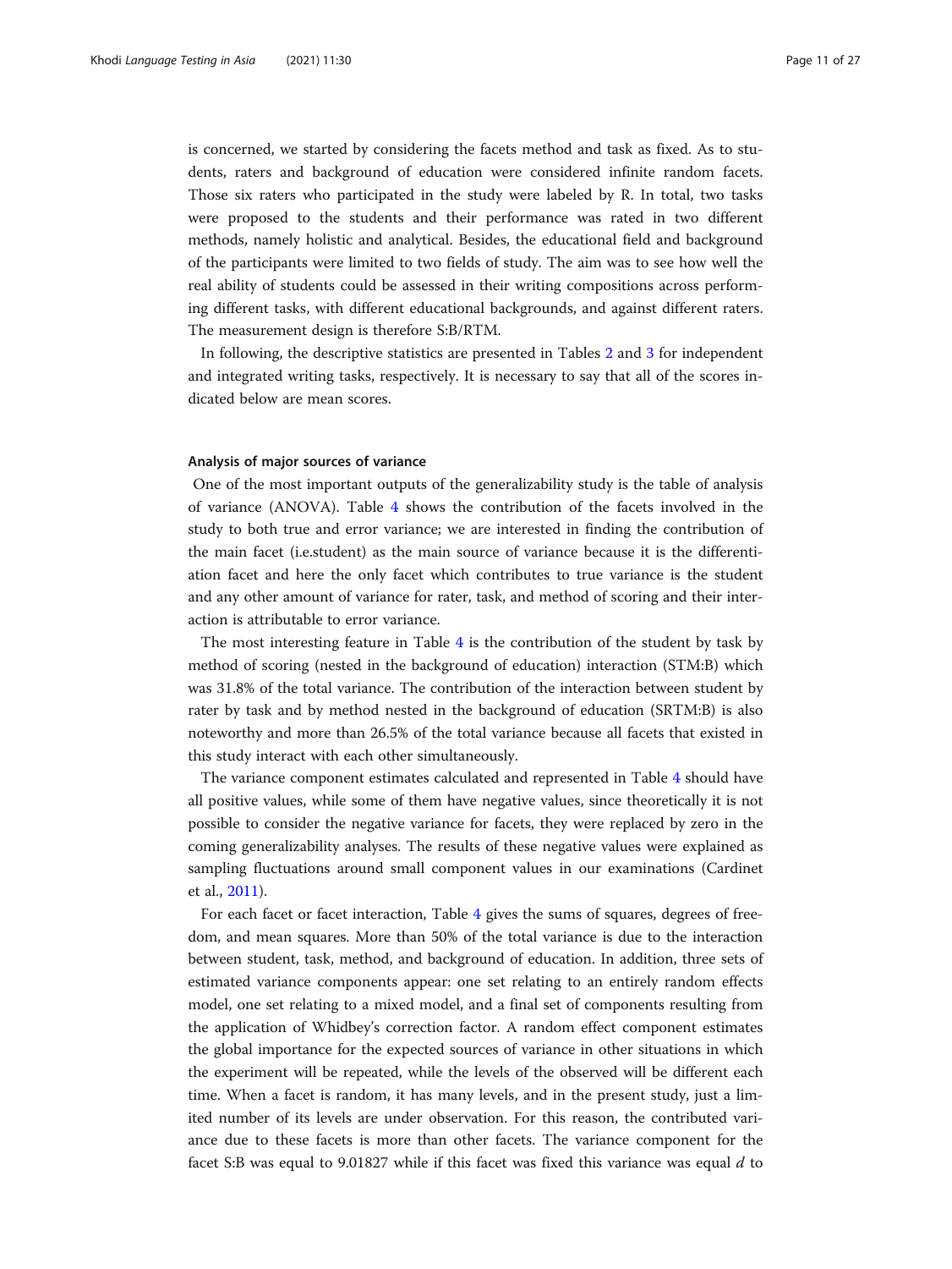is concerned, we started by considering the facets method and task as fixed. As to students, raters and background of education were considered infinite random facets. Those six raters who participated in the study were labeled by R. In total, two tasks were proposed to the students and their performance was rated in two different methods, namely holistic and analytical. Besides, the educational field and background of the participants were limited to two fields of study. The aim was to see how well the real ability of students could be assessed in their writing compositions across performing different tasks, with different educational backgrounds, and against different raters. The measurement design is therefore S:B/RTM.

In following, the descriptive statistics are presented in Tables 2 and 3 for independent and integrated writing tasks, respectively. It is necessary to say that all of the scores indicated below are mean scores.

#### Analysis of major sources of variance

One of the most important outputs of the generalizability study is the table of analysis of variance (ANOVA). Table 4 shows the contribution of the facets involved in the study to both true and error variance; we are interested in finding the contribution of the main facet (i.e.student) as the main source of variance because it is the differentiation facet and here the only facet which contributes to true variance is the student and any other amount of variance for rater, task, and method of scoring and their interaction is attributable to error variance.

The most interesting feature in Table 4 is the contribution of the student by task by method of scoring (nested in the background of education) interaction (STM:B) which was 31.8% of the total variance. The contribution of the interaction between student by rater by task and by method nested in the background of education (SRTM:B) is also noteworthy and more than 26.5% of the total variance because all facets that existed in this study interact with each other simultaneously.

The variance component estimates calculated and represented in Table 4 should have all positive values, while some of them have negative values, since theoretically it is not possible to consider the negative variance for facets, they were replaced by zero in the coming generalizability analyses. The results of these negative values were explained as sampling fluctuations around small component values in our examinations (Cardinet et al., 2011).

For each facet or facet interaction, Table 4 gives the sums of squares, degrees of freedom, and mean squares. More than 50% of the total variance is due to the interaction between student, task, method, and background of education. In addition, three sets of estimated variance components appear: one set relating to an entirely random effects model, one set relating to a mixed model, and a final set of components resulting from the application of Whidbey's correction factor. A random effect component estimates the global importance for the expected sources of variance in other situations in which the experiment will be repeated, while the levels of the observed will be different each time. When a facet is random, it has many levels, and in the present study, just a limited number of its levels are under observation. For this reason, the contributed variance due to these facets is more than other facets. The variance component for the facet S:B was equal to 9.01827 while if this facet was fixed this variance was equal *d* to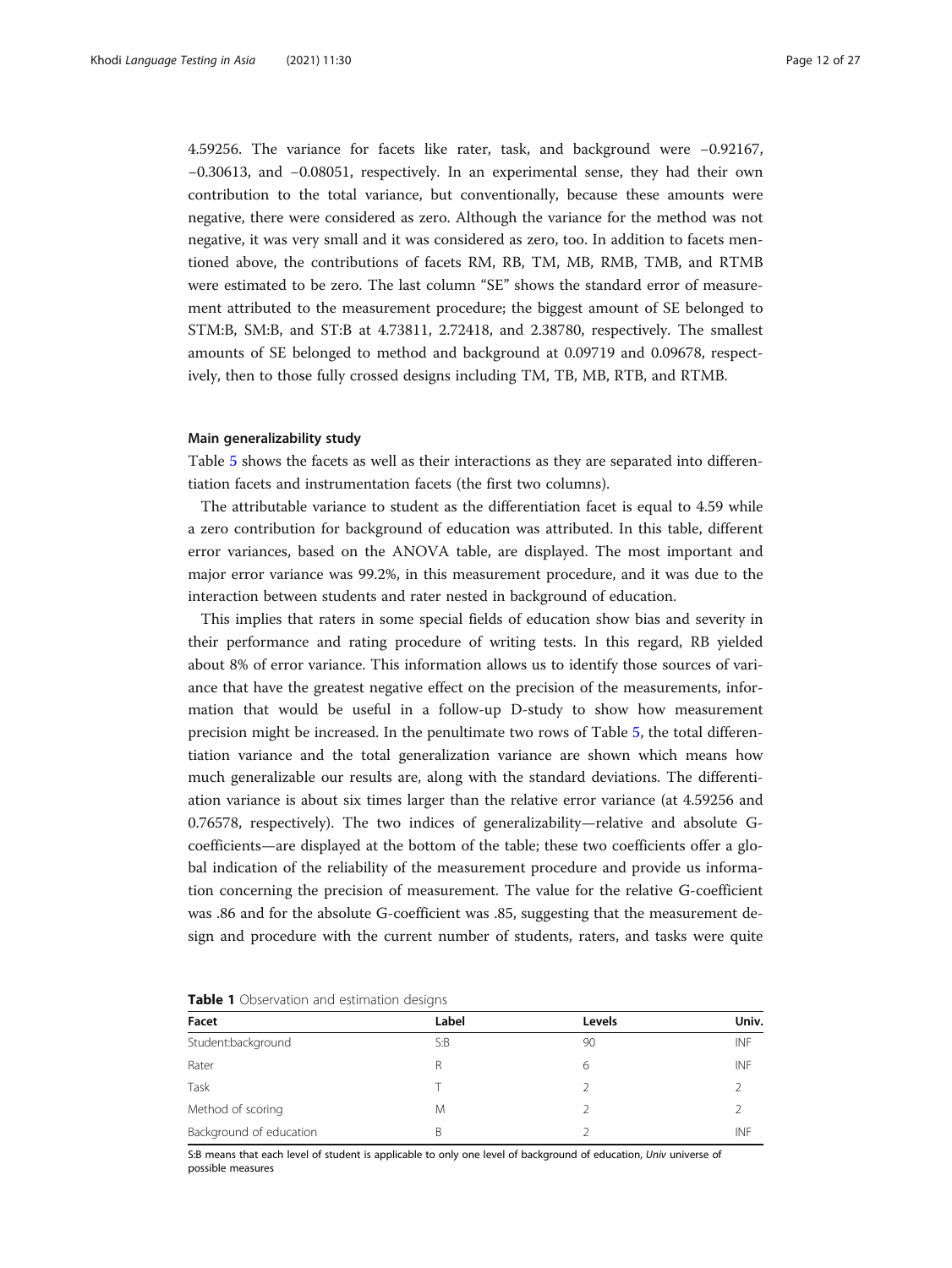4.59256. The variance for facets like rater, task, and background were −0.92167, −0.30613, and −0.08051, respectively. In an experimental sense, they had their own contribution to the total variance, but conventionally, because these amounts were negative, there were considered as zero. Although the variance for the method was not negative, it was very small and it was considered as zero, too. In addition to facets mentioned above, the contributions of facets RM, RB, TM, MB, RMB, TMB, and RTMB were estimated to be zero. The last column "SE" shows the standard error of measurement attributed to the measurement procedure; the biggest amount of SE belonged to STM:B, SM:B, and ST:B at 4.73811, 2.72418, and 2.38780, respectively. The smallest amounts of SE belonged to method and background at 0.09719 and 0.09678, respectively, then to those fully crossed designs including TM, TB, MB, RTB, and RTMB.

#### Main generalizability study

Table 5 shows the facets as well as their interactions as they are separated into differentiation facets and instrumentation facets (the first two columns).

The attributable variance to student as the differentiation facet is equal to 4.59 while a zero contribution for background of education was attributed. In this table, different error variances, based on the ANOVA table, are displayed. The most important and major error variance was 99.2%, in this measurement procedure, and it was due to the interaction between students and rater nested in background of education.

This implies that raters in some special fields of education show bias and severity in their performance and rating procedure of writing tests. In this regard, RB yielded about 8% of error variance. This information allows us to identify those sources of variance that have the greatest negative effect on the precision of the measurements, information that would be useful in a follow-up D-study to show how measurement precision might be increased. In the penultimate two rows of Table 5, the total differentiation variance and the total generalization variance are shown which means how much generalizable our results are, along with the standard deviations. The differentiation variance is about six times larger than the relative error variance (at 4.59256 and 0.76578, respectively). The two indices of generalizability—relative and absolute G-coefficients—are displayed at the bottom of the table; these two coefficients offer a global indication of the reliability of the measurement procedure and provide us information concerning the precision of measurement. The value for the relative G-coefficient was .86 and for the absolute G-coefficient was .85, suggesting that the measurement design and procedure with the current number of students, raters, and tasks were quite

**Table 1** Observation and estimation designs

| Facet | Label | Levels | Univ. |
|---|---|---|---|
| Student:background | S:B | 90 | INF |
| Rater | R | 6 | INF |
| Task | T | 2 | 2 |
| Method of scoring | M | 2 | 2 |
| Background of education | B | 2 | INF |

S:B means that each level of student is applicable to only one level of background of education, *Univ* universe of possible measures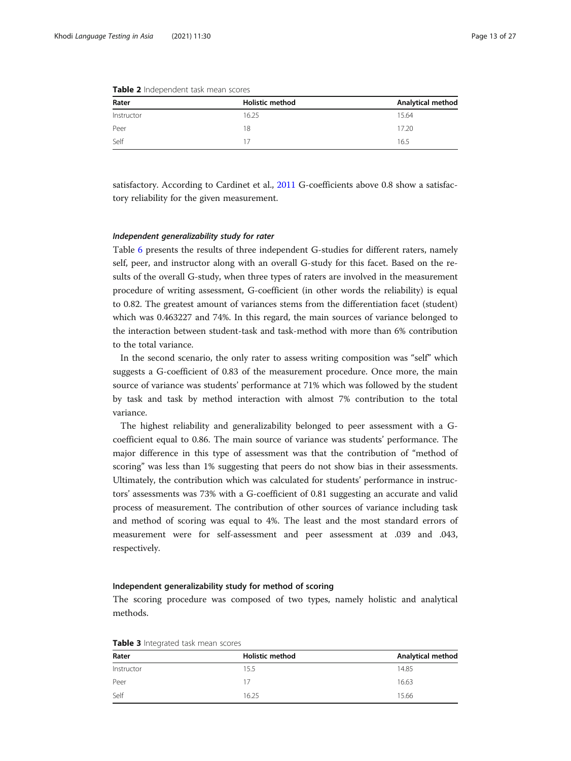**Table 2** Independent task mean scores

| Rater | Holistic method | Analytical method |
|---|---|---|
| Instructor | 16.25 | 15.64 |
| Peer | 18 | 17.20 |
| Self | 17 | 16.5 |

satisfactory. According to Cardinet et al., 2011 G-coefficients above 0.8 show a satisfactory reliability for the given measurement.

#### *Independent generalizability study for rater*

Table 6 presents the results of three independent G-studies for different raters, namely self, peer, and instructor along with an overall G-study for this facet. Based on the results of the overall G-study, when three types of raters are involved in the measurement procedure of writing assessment, G-coefficient (in other words the reliability) is equal to 0.82. The greatest amount of variances stems from the differentiation facet (student) which was 0.463227 and 74%. In this regard, the main sources of variance belonged to the interaction between student-task and task-method with more than 6% contribution to the total variance.

In the second scenario, the only rater to assess writing composition was "self" which suggests a G-coefficient of 0.83 of the measurement procedure. Once more, the main source of variance was students' performance at 71% which was followed by the student by task and task by method interaction with almost 7% contribution to the total variance.

The highest reliability and generalizability belonged to peer assessment with a G-coefficient equal to 0.86. The main source of variance was students' performance. The major difference in this type of assessment was that the contribution of "method of scoring" was less than 1% suggesting that peers do not show bias in their assessments. Ultimately, the contribution which was calculated for students' performance in instructors' assessments was 73% with a G-coefficient of 0.81 suggesting an accurate and valid process of measurement. The contribution of other sources of variance including task and method of scoring was equal to 4%. The least and the most standard errors of measurement were for self-assessment and peer assessment at .039 and .043, respectively.

#### Independent generalizability study for method of scoring

The scoring procedure was composed of two types, namely holistic and analytical methods.

**Table 3** Integrated task mean scores

| Rater | Holistic method | Analytical method |
|---|---|---|
| Instructor | 15.5 | 14.85 |
| Peer | 17 | 16.63 |
| Self | 16.25 | 15.66 |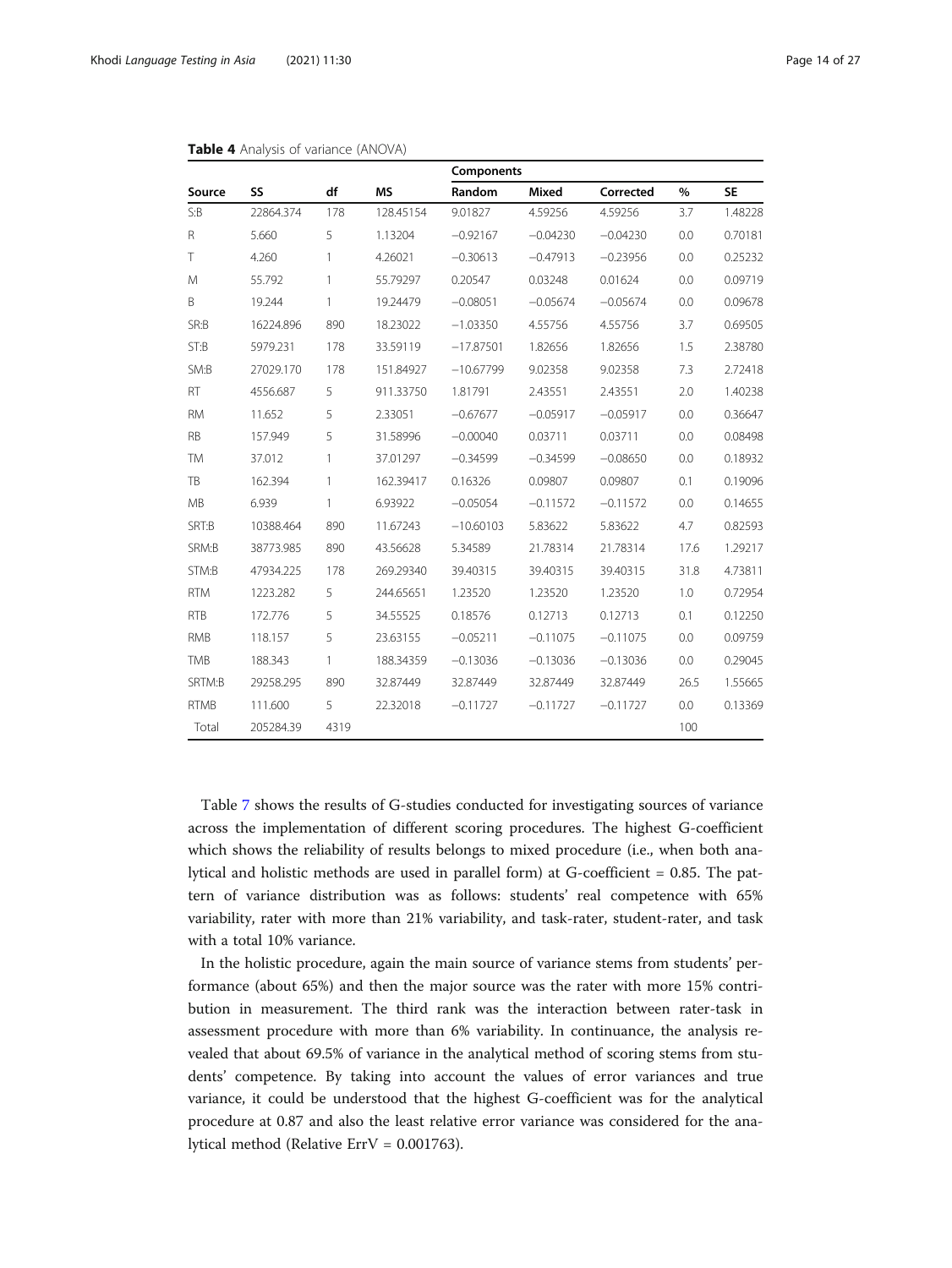**Table 4** Analysis of variance (ANOVA)

| | | | | Components | | | | |
|---|---|---|---|---|---|---|---|---|
| Source | SS | df | MS | Random | Mixed | Corrected | % | SE |
| S:B | 22864.374 | 178 | 128.45154 | 9.01827 | 4.59256 | 4.59256 | 3.7 | 1.48228 |
| R | 5.660 | 5 | 1.13204 | −0.92167 | −0.04230 | −0.04230 | 0.0 | 0.70181 |
| T | 4.260 | 1 | 4.26021 | −0.30613 | −0.47913 | −0.23956 | 0.0 | 0.25232 |
| M | 55.792 | 1 | 55.79297 | 0.20547 | 0.03248 | 0.01624 | 0.0 | 0.09719 |
| B | 19.244 | 1 | 19.24479 | −0.08051 | −0.05674 | −0.05674 | 0.0 | 0.09678 |
| SR:B | 16224.896 | 890 | 18.23022 | −1.03350 | 4.55756 | 4.55756 | 3.7 | 0.69505 |
| ST:B | 5979.231 | 178 | 33.59119 | −17.87501 | 1.82656 | 1.82656 | 1.5 | 2.38780 |
| SM:B | 27029.170 | 178 | 151.84927 | −10.67799 | 9.02358 | 9.02358 | 7.3 | 2.72418 |
| RT | 4556.687 | 5 | 911.33750 | 1.81791 | 2.43551 | 2.43551 | 2.0 | 1.40238 |
| RM | 11.652 | 5 | 2.33051 | −0.67677 | −0.05917 | −0.05917 | 0.0 | 0.36647 |
| RB | 157.949 | 5 | 31.58996 | −0.00040 | 0.03711 | 0.03711 | 0.0 | 0.08498 |
| TM | 37.012 | 1 | 37.01297 | −0.34599 | −0.34599 | −0.08650 | 0.0 | 0.18932 |
| TB | 162.394 | 1 | 162.39417 | 0.16326 | 0.09807 | 0.09807 | 0.1 | 0.19096 |
| MB | 6.939 | 1 | 6.93922 | −0.05054 | −0.11572 | −0.11572 | 0.0 | 0.14655 |
| SRT:B | 10388.464 | 890 | 11.67243 | −10.60103 | 5.83622 | 5.83622 | 4.7 | 0.82593 |
| SRM:B | 38773.985 | 890 | 43.56628 | 5.34589 | 21.78314 | 21.78314 | 17.6 | 1.29217 |
| STM:B | 47934.225 | 178 | 269.29340 | 39.40315 | 39.40315 | 39.40315 | 31.8 | 4.73811 |
| RTM | 1223.282 | 5 | 244.65651 | 1.23520 | 1.23520 | 1.23520 | 1.0 | 0.72954 |
| RTB | 172.776 | 5 | 34.55525 | 0.18576 | 0.12713 | 0.12713 | 0.1 | 0.12250 |
| RMB | 118.157 | 5 | 23.63155 | −0.05211 | −0.11075 | −0.11075 | 0.0 | 0.09759 |
| TMB | 188.343 | 1 | 188.34359 | −0.13036 | −0.13036 | −0.13036 | 0.0 | 0.29045 |
| SRTM:B | 29258.295 | 890 | 32.87449 | 32.87449 | 32.87449 | 32.87449 | 26.5 | 1.55665 |
| RTMB | 111.600 | 5 | 22.32018 | −0.11727 | −0.11727 | −0.11727 | 0.0 | 0.13369 |
| Total | 205284.39 | 4319 | | | | | 100 | |

Table 7 shows the results of G-studies conducted for investigating sources of variance across the implementation of different scoring procedures. The highest G-coefficient which shows the reliability of results belongs to mixed procedure (i.e., when both analytical and holistic methods are used in parallel form) at G-coefficient = 0.85. The pattern of variance distribution was as follows: students' real competence with 65% variability, rater with more than 21% variability, and task-rater, student-rater, and task with a total 10% variance.

In the holistic procedure, again the main source of variance stems from students' performance (about 65%) and then the major source was the rater with more 15% contribution in measurement. The third rank was the interaction between rater-task in assessment procedure with more than 6% variability. In continuance, the analysis revealed that about 69.5% of variance in the analytical method of scoring stems from students' competence. By taking into account the values of error variances and true variance, it could be understood that the highest G-coefficient was for the analytical procedure at 0.87 and also the least relative error variance was considered for the analytical method (Relative ErrV = 0.001763).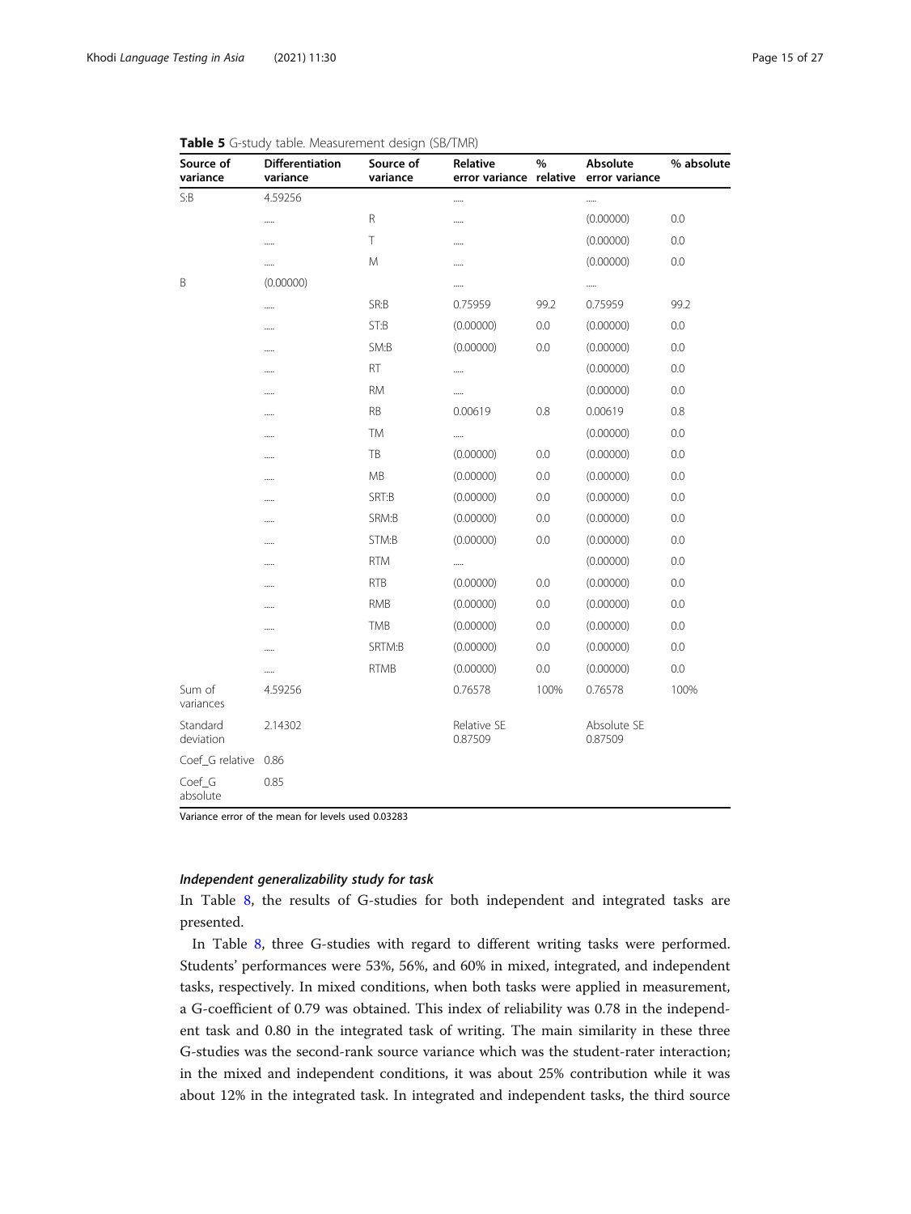**Table 5** G-study table. Measurement design (SB/TMR)

| Source of variance | Differentiation variance | Source of variance | Relative error variance | % relative | Absolute error variance | % absolute |
|---|---|---|---|---|---|---|
| S:B | 4.59256 | | ..... | | ..... | |
| | ..... | R | ..... | | (0.00000) | 0.0 |
| | ..... | T | ..... | | (0.00000) | 0.0 |
| | ..... | M | ..... | | (0.00000) | 0.0 |
| B | (0.00000) | | ..... | | ..... | |
| | ..... | SR:B | 0.75959 | 99.2 | 0.75959 | 99.2 |
| | ..... | ST:B | (0.00000) | 0.0 | (0.00000) | 0.0 |
| | ..... | SM:B | (0.00000) | 0.0 | (0.00000) | 0.0 |
| | ..... | RT | ..... | | (0.00000) | 0.0 |
| | ..... | RM | ..... | | (0.00000) | 0.0 |
| | ..... | RB | 0.00619 | 0.8 | 0.00619 | 0.8 |
| | ..... | TM | ..... | | (0.00000) | 0.0 |
| | ..... | TB | (0.00000) | 0.0 | (0.00000) | 0.0 |
| | ..... | MB | (0.00000) | 0.0 | (0.00000) | 0.0 |
| | ..... | SRT:B | (0.00000) | 0.0 | (0.00000) | 0.0 |
| | ..... | SRM:B | (0.00000) | 0.0 | (0.00000) | 0.0 |
| | ..... | STM:B | (0.00000) | 0.0 | (0.00000) | 0.0 |
| | ..... | RTM | ..... | | (0.00000) | 0.0 |
| | ..... | RTB | (0.00000) | 0.0 | (0.00000) | 0.0 |
| | ..... | RMB | (0.00000) | 0.0 | (0.00000) | 0.0 |
| | ..... | TMB | (0.00000) | 0.0 | (0.00000) | 0.0 |
| | ..... | SRTM:B | (0.00000) | 0.0 | (0.00000) | 0.0 |
| | ..... | RTMB | (0.00000) | 0.0 | (0.00000) | 0.0 |
| Sum of variances | 4.59256 | | 0.76578 | 100% | 0.76578 | 100% |
| Standard deviation | 2.14302 | | Relative SE 0.87509 | | Absolute SE 0.87509 | |
| Coef_G relative | 0.86 | | | | | |
| Coef_G absolute | 0.85 | | | | | |

Variance error of the mean for levels used 0.03283

#### *Independent generalizability study for task*

In Table 8, the results of G-studies for both independent and integrated tasks are presented.

In Table 8, three G-studies with regard to different writing tasks were performed. Students' performances were 53%, 56%, and 60% in mixed, integrated, and independent tasks, respectively. In mixed conditions, when both tasks were applied in measurement, a G-coefficient of 0.79 was obtained. This index of reliability was 0.78 in the independent task and 0.80 in the integrated task of writing. The main similarity in these three G-studies was the second-rank source variance which was the student-rater interaction; in the mixed and independent conditions, it was about 25% contribution while it was about 12% in the integrated task. In integrated and independent tasks, the third source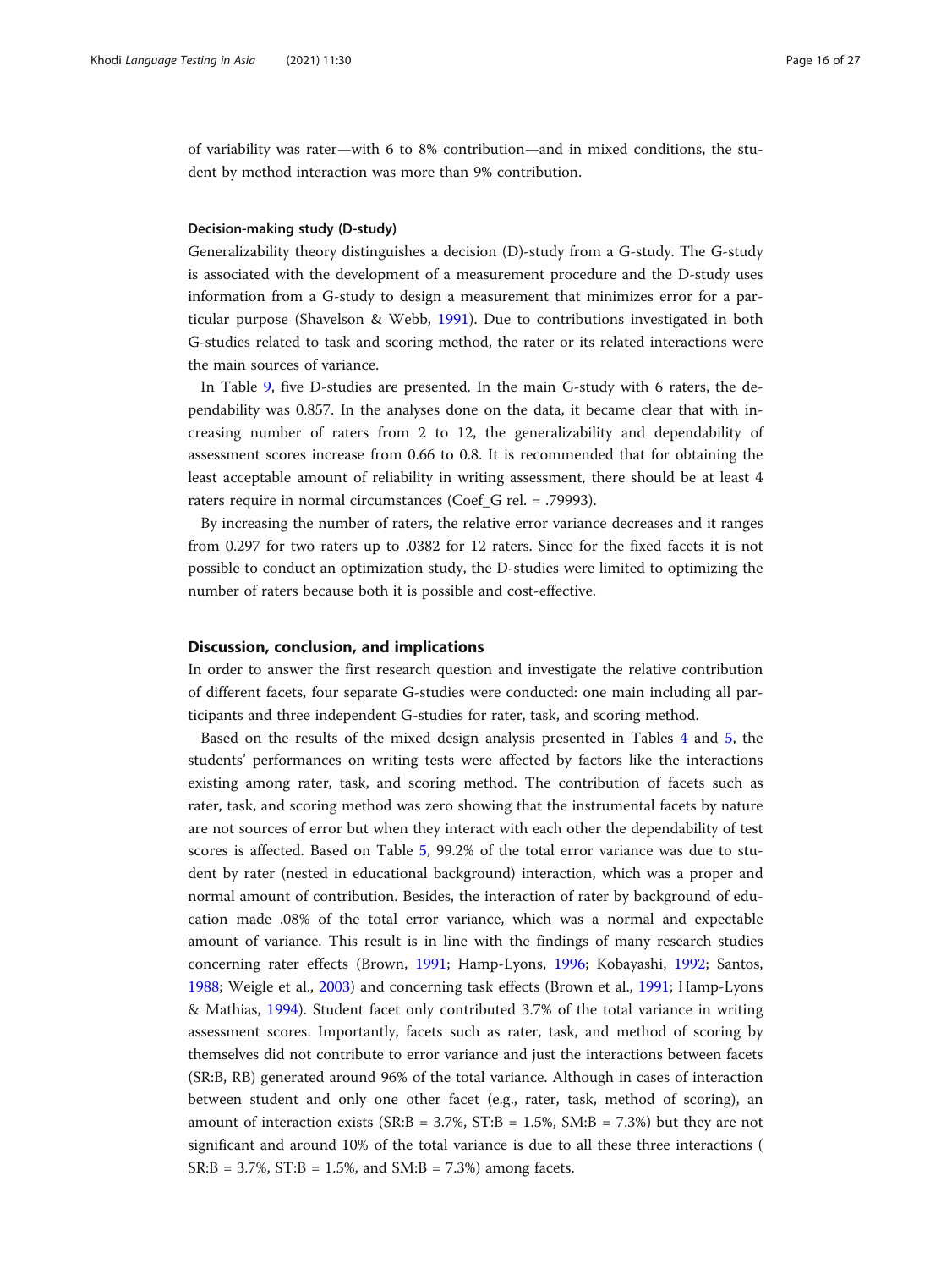of variability was rater—with 6 to 8% contribution—and in mixed conditions, the student by method interaction was more than 9% contribution.

### Decision-making study (D-study)

Generalizability theory distinguishes a decision (D)-study from a G-study. The G-study is associated with the development of a measurement procedure and the D-study uses information from a G-study to design a measurement that minimizes error for a particular purpose (Shavelson & Webb, 1991). Due to contributions investigated in both G-studies related to task and scoring method, the rater or its related interactions were the main sources of variance.

In Table 9, five D-studies are presented. In the main G-study with 6 raters, the dependability was 0.857. In the analyses done on the data, it became clear that with increasing number of raters from 2 to 12, the generalizability and dependability of assessment scores increase from 0.66 to 0.8. It is recommended that for obtaining the least acceptable amount of reliability in writing assessment, there should be at least 4 raters require in normal circumstances (Coef_G rel. = .79993).

By increasing the number of raters, the relative error variance decreases and it ranges from 0.297 for two raters up to .0382 for 12 raters. Since for the fixed facets it is not possible to conduct an optimization study, the D-studies were limited to optimizing the number of raters because both it is possible and cost-effective.

## Discussion, conclusion, and implications

In order to answer the first research question and investigate the relative contribution of different facets, four separate G-studies were conducted: one main including all participants and three independent G-studies for rater, task, and scoring method.

Based on the results of the mixed design analysis presented in Tables 4 and 5, the students' performances on writing tests were affected by factors like the interactions existing among rater, task, and scoring method. The contribution of facets such as rater, task, and scoring method was zero showing that the instrumental facets by nature are not sources of error but when they interact with each other the dependability of test scores is affected. Based on Table 5, 99.2% of the total error variance was due to student by rater (nested in educational background) interaction, which was a proper and normal amount of contribution. Besides, the interaction of rater by background of education made .08% of the total error variance, which was a normal and expectable amount of variance. This result is in line with the findings of many research studies concerning rater effects (Brown, 1991; Hamp-Lyons, 1996; Kobayashi, 1992; Santos, 1988; Weigle et al., 2003) and concerning task effects (Brown et al., 1991; Hamp-Lyons & Mathias, 1994). Student facet only contributed 3.7% of the total variance in writing assessment scores. Importantly, facets such as rater, task, and method of scoring by themselves did not contribute to error variance and just the interactions between facets (SR:B, RB) generated around 96% of the total variance. Although in cases of interaction between student and only one other facet (e.g., rater, task, method of scoring), an amount of interaction exists (SR:B = 3.7%, ST:B = 1.5%, SM:B = 7.3%) but they are not significant and around 10% of the total variance is due to all these three interactions ( SR:B = 3.7%, ST:B = 1.5%, and SM:B = 7.3%) among facets.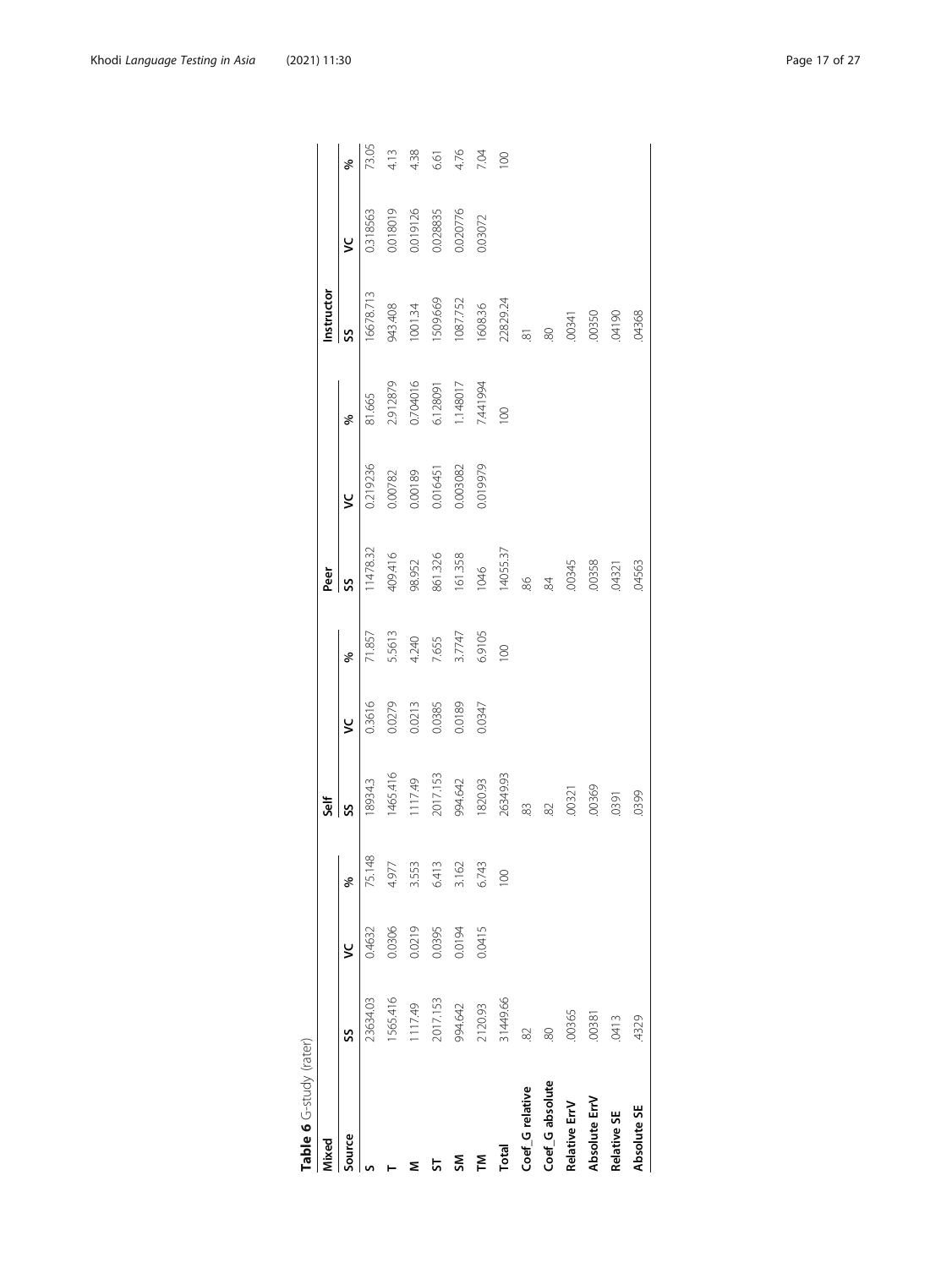**Table 6** G-study (rater)

| Mixed | | | | Self | | | Peer | | | Instructor | | |
|---|---|---|---|---|---|---|---|---|---|---|---|---|
| Source | SS | VC | % | SS | VC | % | SS | VC | % | SS | VC | % |
| **S** | 23634.03 | 0.4632 | 75.148 | 18934.3 | 0.3616 | 71.857 | 11478.32 | 0.219236 | 81.665 | 16678.713 | 0.318563 | 73.05 |
| **T** | 1565.416 | 0.0306 | 4.977 | 1465.416 | 0.0279 | 5.5613 | 409.416 | 0.00782 | 2.912879 | 943.408 | 0.018019 | 4.13 |
| **M** | 1117.49 | 0.0219 | 3.553 | 1117.49 | 0.0213 | 4.240 | 98.952 | 0.00189 | 0.704016 | 1001.34 | 0.019126 | 4.38 |
| **ST** | 2017.153 | 0.0395 | 6.413 | 2017.153 | 0.0385 | 7.655 | 861.326 | 0.016451 | 6.128091 | 1509.669 | 0.028835 | 6.61 |
| **SM** | 994.642 | 0.0194 | 3.162 | 994.642 | 0.0189 | 3.7747 | 161.358 | 0.003082 | 1.148017 | 1087.752 | 0.020776 | 4.76 |
| **TM** | 2120.93 | 0.0415 | 6.743 | 1820.93 | 0.0347 | 6.9105 | 1046 | 0.019979 | 7.441994 | 1608.36 | 0.03072 | 7.04 |
| **Total** | 31449.66 | | 100 | 26349.93 | | 100 | 14055.37 | | 100 | 22829.24 | | 100 |
| **Coef_G relative** | .82 | | | .83 | | | .86 | | | .81 | | |
| **Coef_G absolute** | .80 | | | .82 | | | .84 | | | .80 | | |
| **Relative ErrV** | .00365 | | | .00321 | | | .00345 | | | .00341 | | |
| **Absolute ErrV** | .00381 | | | .00369 | | | .00358 | | | .00350 | | |
| **Relative SE** | .0413 | | | .0391 | | | .04321 | | | .04190 | | |
| **Absolute SE** | .4329 | | | .0399 | | | .04563 | | | .04368 | | |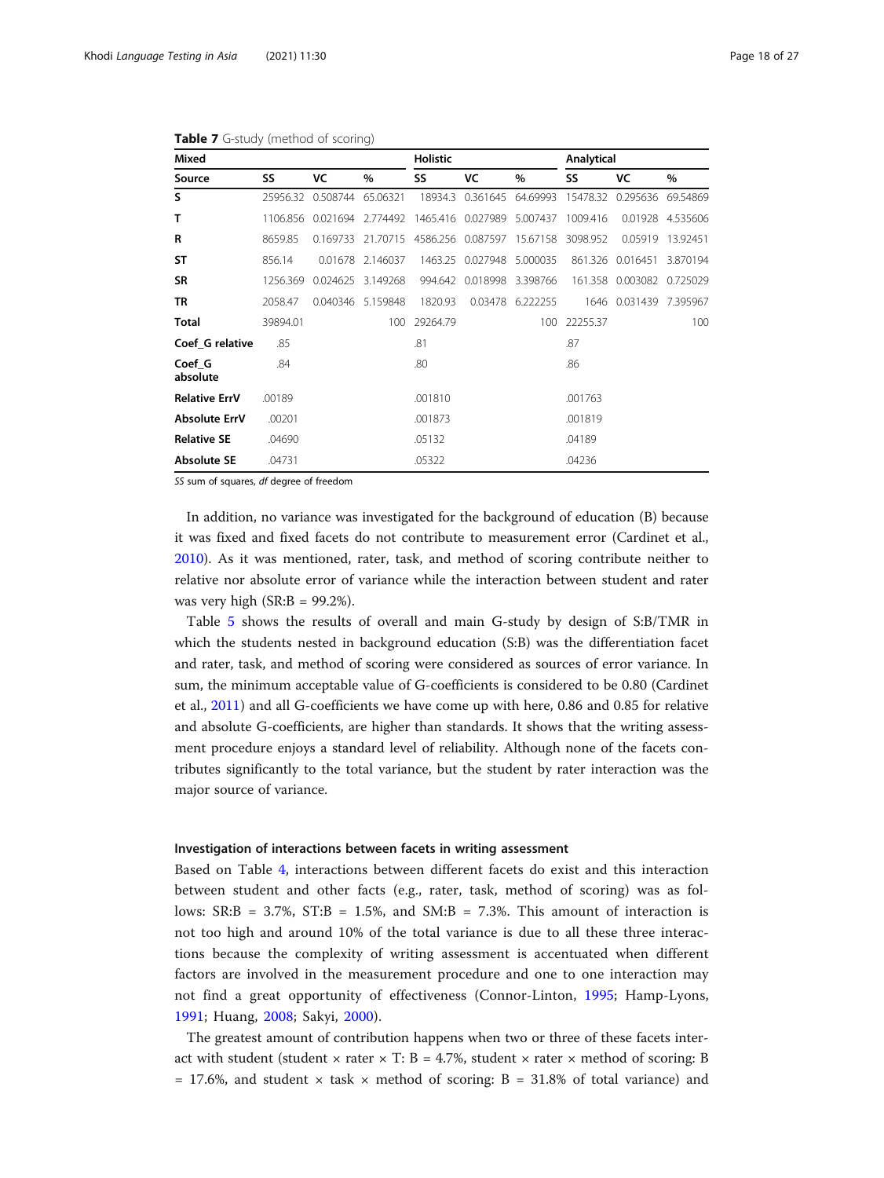**Table 7** G-study (method of scoring)

| Mixed | | | Holistic | | | Analytical | | | |
|---|---|---|---|---|---|---|---|---|---|
| **Source** | **SS** | **VC** | **%** | **SS** | **VC** | **%** | **SS** | **VC** | **%** |
| **S** | 25956.32 | 0.508744 | 65.06321 | 18934.3 | 0.361645 | 64.69993 | 15478.32 | 0.295636 | 69.54869 |
| **T** | 1106.856 | 0.021694 | 2.774492 | 1465.416 | 0.027989 | 5.007437 | 1009.416 | 0.01928 | 4.535606 |
| **R** | 8659.85 | 0.169733 | 21.70715 | 4586.256 | 0.087597 | 15.67158 | 3098.952 | 0.05919 | 13.92451 |
| **ST** | 856.14 | 0.01678 | 2.146037 | 1463.25 | 0.027948 | 5.000035 | 861.326 | 0.016451 | 3.870194 |
| **SR** | 1256.369 | 0.024625 | 3.149268 | 994.642 | 0.018998 | 3.398766 | 161.358 | 0.003082 | 0.725029 |
| **TR** | 2058.47 | 0.040346 | 5.159848 | 1820.93 | 0.03478 | 6.222255 | 1646 | 0.031439 | 7.395967 |
| **Total** | 39894.01 | | 100 | 29264.79 | | 100 | 22255.37 | | 100 |
| **Coef_G relative** | .85 | | | .81 | | | .87 | | |
| **Coef_G absolute** | .84 | | | .80 | | | .86 | | |
| **Relative ErrV** | .00189 | | | .001810 | | | .001763 | | |
| **Absolute ErrV** | .00201 | | | .001873 | | | .001819 | | |
| **Relative SE** | .04690 | | | .05132 | | | .04189 | | |
| **Absolute SE** | .04731 | | | .05322 | | | .04236 | | |

*SS* sum of squares, *df* degree of freedom

In addition, no variance was investigated for the background of education (B) because it was fixed and fixed facets do not contribute to measurement error (Cardinet et al., 2010). As it was mentioned, rater, task, and method of scoring contribute neither to relative nor absolute error of variance while the interaction between student and rater was very high (SR:B = 99.2%).

Table 5 shows the results of overall and main G-study by design of S:B/TMR in which the students nested in background education (S:B) was the differentiation facet and rater, task, and method of scoring were considered as sources of error variance. In sum, the minimum acceptable value of G-coefficients is considered to be 0.80 (Cardinet et al., 2011) and all G-coefficients we have come up with here, 0.86 and 0.85 for relative and absolute G-coefficients, are higher than standards. It shows that the writing assessment procedure enjoys a standard level of reliability. Although none of the facets contributes significantly to the total variance, but the student by rater interaction was the major source of variance.

#### Investigation of interactions between facets in writing assessment

Based on Table 4, interactions between different facets do exist and this interaction between student and other facts (e.g., rater, task, method of scoring) was as follows: SR:B = 3.7%, ST:B = 1.5%, and SM:B = 7.3%. This amount of interaction is not too high and around 10% of the total variance is due to all these three interactions because the complexity of writing assessment is accentuated when different factors are involved in the measurement procedure and one to one interaction may not find a great opportunity of effectiveness (Connor-Linton, 1995; Hamp-Lyons, 1991; Huang, 2008; Sakyi, 2000).

The greatest amount of contribution happens when two or three of these facets interact with student (student × rater × T: B = 4.7%, student × rater × method of scoring: B = 17.6%, and student × task × method of scoring: B = 31.8% of total variance) and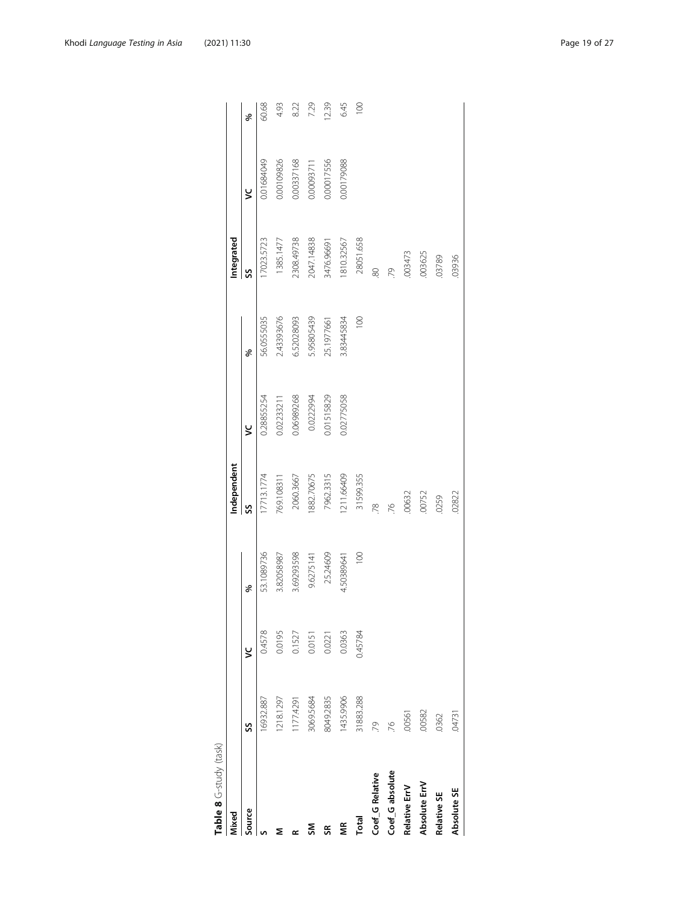**Table 8** G-study (task)

| Mixed | | | | Independent | | | Integrated | | |
|---|---|---|---|---|---|---|---|---|---|
| Source | SS | VC | % | SS | VC | % | SS | VC | % |
| S | 16932.887 | 0.4578 | 53.1089736 | 17713.1774 | 0.28855254 | 56.0555035 | 17023.5723 | 0.01684049 | 60.68 |
| M | 12181297 | 0.0195 | 3.82058987 | 769.108311 | 0.02233211 | 2.43393676 | 1385.1477 | 0.00109826 | 4.93 |
| R | 1177.4291 | 0.1527 | 3.69293598 | 2060.3667 | 0.06989268 | 6.52028093 | 2308.49738 | 0.00337168 | 8.22 |
| SM | 3069.5684 | 0.0151 | 9.6275141 | 1882.70675 | 0.0222994 | 5.95805439 | 2047.14838 | 0.00093711 | 7.29 |
| SR | 8049.2835 | 0.0221 | 25.24609 | 7962.3315 | 0.01515829 | 25.1977661 | 3476.96691 | 0.00017556 | 12.39 |
| MR | 1435.9906 | 0.0363 | 4.50389641 | 1211.66409 | 0.02775058 | 3.83445834 | 1810.32567 | 0.00179088 | 6.45 |
| Total | 31883.288 | 0.45784 | 100 | 31599.355 | | 100 | 28051.658 | | 100 |
| Coef_G Relative | .79 | | | .78 | | | .80 | | |
| Coef_G absolute | .76 | | | .76 | | | .79 | | |
| Relative ErrV | .00561 | | | .00632 | | | .003473 | | |
| Absolute ErrV | .00582 | | | .00752 | | | .003625 | | |
| Relative SE | .0362 | | | .0259 | | | .03789 | | |
| Absolute SE | .04731 | | | .02822 | | | .03936 | | |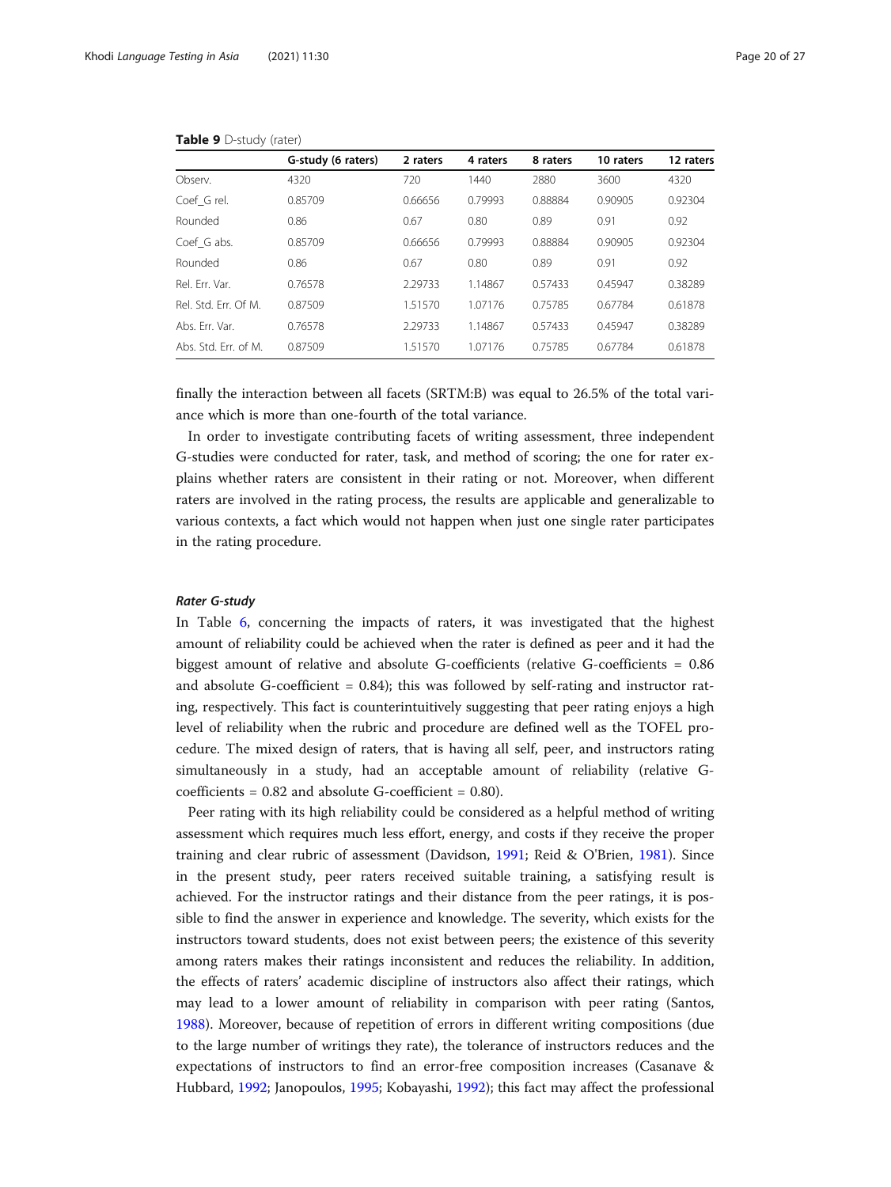**Table 9** D-study (rater)

| | G-study (6 raters) | 2 raters | 4 raters | 8 raters | 10 raters | 12 raters |
|---|---|---|---|---|---|---|
| Observ. | 4320 | 720 | 1440 | 2880 | 3600 | 4320 |
| Coef_G rel. | 0.85709 | 0.66656 | 0.79993 | 0.88884 | 0.90905 | 0.92304 |
| Rounded | 0.86 | 0.67 | 0.80 | 0.89 | 0.91 | 0.92 |
| Coef_G abs. | 0.85709 | 0.66656 | 0.79993 | 0.88884 | 0.90905 | 0.92304 |
| Rounded | 0.86 | 0.67 | 0.80 | 0.89 | 0.91 | 0.92 |
| Rel. Err. Var. | 0.76578 | 2.29733 | 1.14867 | 0.57433 | 0.45947 | 0.38289 |
| Rel. Std. Err. Of M. | 0.87509 | 1.51570 | 1.07176 | 0.75785 | 0.67784 | 0.61878 |
| Abs. Err. Var. | 0.76578 | 2.29733 | 1.14867 | 0.57433 | 0.45947 | 0.38289 |
| Abs. Std. Err. of M. | 0.87509 | 1.51570 | 1.07176 | 0.75785 | 0.67784 | 0.61878 |

finally the interaction between all facets (SRTM:B) was equal to 26.5% of the total variance which is more than one-fourth of the total variance.

In order to investigate contributing facets of writing assessment, three independent G-studies were conducted for rater, task, and method of scoring; the one for rater explains whether raters are consistent in their rating or not. Moreover, when different raters are involved in the rating process, the results are applicable and generalizable to various contexts, a fact which would not happen when just one single rater participates in the rating procedure.

#### *Rater G-study*

In Table 6, concerning the impacts of raters, it was investigated that the highest amount of reliability could be achieved when the rater is defined as peer and it had the biggest amount of relative and absolute G-coefficients (relative G-coefficients = 0.86 and absolute G-coefficient = 0.84); this was followed by self-rating and instructor rating, respectively. This fact is counterintuitively suggesting that peer rating enjoys a high level of reliability when the rubric and procedure are defined well as the TOFEL procedure. The mixed design of raters, that is having all self, peer, and instructors rating simultaneously in a study, had an acceptable amount of reliability (relative G-coefficients = 0.82 and absolute G-coefficient = 0.80).

Peer rating with its high reliability could be considered as a helpful method of writing assessment which requires much less effort, energy, and costs if they receive the proper training and clear rubric of assessment (Davidson, 1991; Reid & O'Brien, 1981). Since in the present study, peer raters received suitable training, a satisfying result is achieved. For the instructor ratings and their distance from the peer ratings, it is possible to find the answer in experience and knowledge. The severity, which exists for the instructors toward students, does not exist between peers; the existence of this severity among raters makes their ratings inconsistent and reduces the reliability. In addition, the effects of raters' academic discipline of instructors also affect their ratings, which may lead to a lower amount of reliability in comparison with peer rating (Santos, 1988). Moreover, because of repetition of errors in different writing compositions (due to the large number of writings they rate), the tolerance of instructors reduces and the expectations of instructors to find an error-free composition increases (Casanave & Hubbard, 1992; Janopoulos, 1995; Kobayashi, 1992); this fact may affect the professional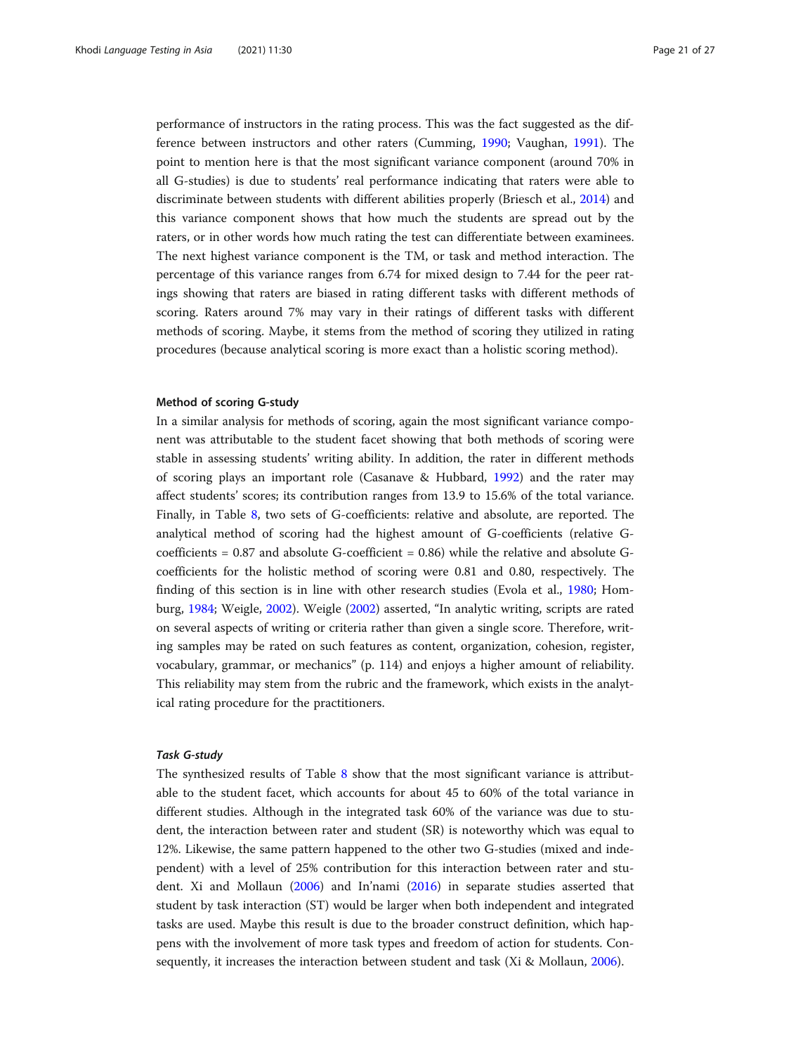performance of instructors in the rating process. This was the fact suggested as the difference between instructors and other raters (Cumming, 1990; Vaughan, 1991). The point to mention here is that the most significant variance component (around 70% in all G-studies) is due to students' real performance indicating that raters were able to discriminate between students with different abilities properly (Briesch et al., 2014) and this variance component shows that how much the students are spread out by the raters, or in other words how much rating the test can differentiate between examinees. The next highest variance component is the TM, or task and method interaction. The percentage of this variance ranges from 6.74 for mixed design to 7.44 for the peer ratings showing that raters are biased in rating different tasks with different methods of scoring. Raters around 7% may vary in their ratings of different tasks with different methods of scoring. Maybe, it stems from the method of scoring they utilized in rating procedures (because analytical scoring is more exact than a holistic scoring method).

#### Method of scoring G-study

In a similar analysis for methods of scoring, again the most significant variance component was attributable to the student facet showing that both methods of scoring were stable in assessing students' writing ability. In addition, the rater in different methods of scoring plays an important role (Casanave & Hubbard, 1992) and the rater may affect students' scores; its contribution ranges from 13.9 to 15.6% of the total variance. Finally, in Table 8, two sets of G-coefficients: relative and absolute, are reported. The analytical method of scoring had the highest amount of G-coefficients (relative G-coefficients = 0.87 and absolute G-coefficient = 0.86) while the relative and absolute G-coefficients for the holistic method of scoring were 0.81 and 0.80, respectively. The finding of this section is in line with other research studies (Evola et al., 1980; Homburg, 1984; Weigle, 2002). Weigle (2002) asserted, "In analytic writing, scripts are rated on several aspects of writing or criteria rather than given a single score. Therefore, writing samples may be rated on such features as content, organization, cohesion, register, vocabulary, grammar, or mechanics" (p. 114) and enjoys a higher amount of reliability. This reliability may stem from the rubric and the framework, which exists in the analytical rating procedure for the practitioners.

#### *Task G-study*

The synthesized results of Table 8 show that the most significant variance is attributable to the student facet, which accounts for about 45 to 60% of the total variance in different studies. Although in the integrated task 60% of the variance was due to student, the interaction between rater and student (SR) is noteworthy which was equal to 12%. Likewise, the same pattern happened to the other two G-studies (mixed and independent) with a level of 25% contribution for this interaction between rater and student. Xi and Mollaun (2006) and In'nami (2016) in separate studies asserted that student by task interaction (ST) would be larger when both independent and integrated tasks are used. Maybe this result is due to the broader construct definition, which happens with the involvement of more task types and freedom of action for students. Consequently, it increases the interaction between student and task (Xi & Mollaun, 2006).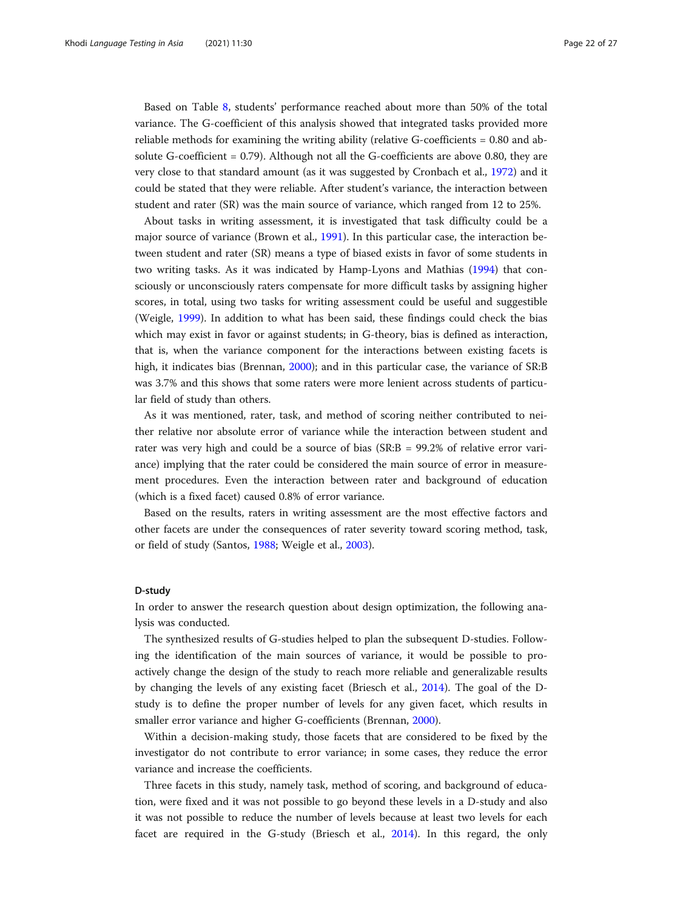Based on Table 8, students' performance reached about more than 50% of the total variance. The G-coefficient of this analysis showed that integrated tasks provided more reliable methods for examining the writing ability (relative G-coefficients = 0.80 and absolute G-coefficient = 0.79). Although not all the G-coefficients are above 0.80, they are very close to that standard amount (as it was suggested by Cronbach et al., 1972) and it could be stated that they were reliable. After student's variance, the interaction between student and rater (SR) was the main source of variance, which ranged from 12 to 25%.

About tasks in writing assessment, it is investigated that task difficulty could be a major source of variance (Brown et al., 1991). In this particular case, the interaction between student and rater (SR) means a type of biased exists in favor of some students in two writing tasks. As it was indicated by Hamp-Lyons and Mathias (1994) that consciously or unconsciously raters compensate for more difficult tasks by assigning higher scores, in total, using two tasks for writing assessment could be useful and suggestible (Weigle, 1999). In addition to what has been said, these findings could check the bias which may exist in favor or against students; in G-theory, bias is defined as interaction, that is, when the variance component for the interactions between existing facets is high, it indicates bias (Brennan, 2000); and in this particular case, the variance of SR:B was 3.7% and this shows that some raters were more lenient across students of particular field of study than others.

As it was mentioned, rater, task, and method of scoring neither contributed to neither relative nor absolute error of variance while the interaction between student and rater was very high and could be a source of bias (SR:B = 99.2% of relative error variance) implying that the rater could be considered the main source of error in measurement procedures. Even the interaction between rater and background of education (which is a fixed facet) caused 0.8% of error variance.

Based on the results, raters in writing assessment are the most effective factors and other facets are under the consequences of rater severity toward scoring method, task, or field of study (Santos, 1988; Weigle et al., 2003).

#### D-study

In order to answer the research question about design optimization, the following analysis was conducted.

The synthesized results of G-studies helped to plan the subsequent D-studies. Following the identification of the main sources of variance, it would be possible to proactively change the design of the study to reach more reliable and generalizable results by changing the levels of any existing facet (Briesch et al., 2014). The goal of the D-study is to define the proper number of levels for any given facet, which results in smaller error variance and higher G-coefficients (Brennan, 2000).

Within a decision-making study, those facets that are considered to be fixed by the investigator do not contribute to error variance; in some cases, they reduce the error variance and increase the coefficients.

Three facets in this study, namely task, method of scoring, and background of education, were fixed and it was not possible to go beyond these levels in a D-study and also it was not possible to reduce the number of levels because at least two levels for each facet are required in the G-study (Briesch et al., 2014). In this regard, the only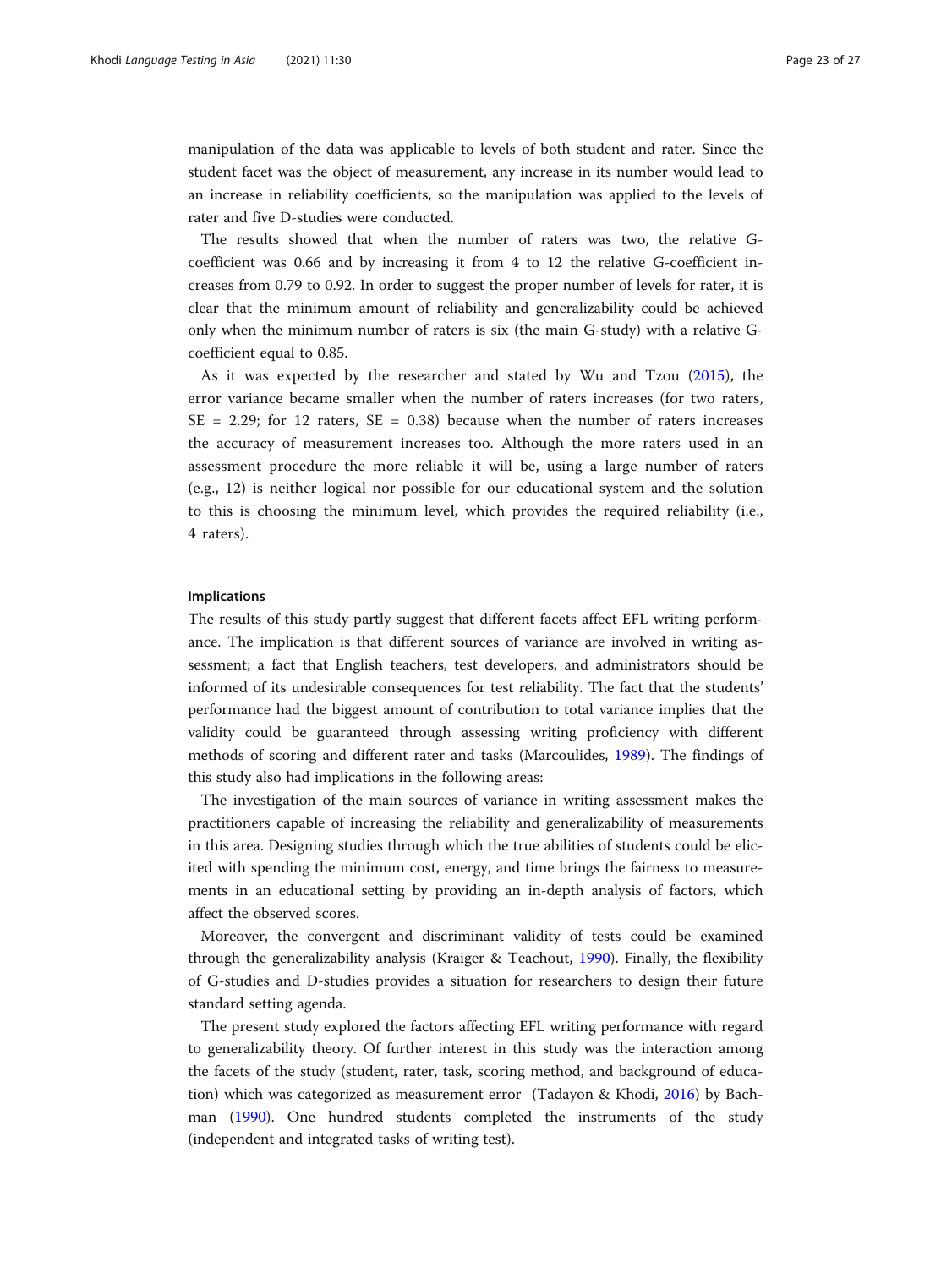manipulation of the data was applicable to levels of both student and rater. Since the student facet was the object of measurement, any increase in its number would lead to an increase in reliability coefficients, so the manipulation was applied to the levels of rater and five D-studies were conducted.

The results showed that when the number of raters was two, the relative G-coefficient was 0.66 and by increasing it from 4 to 12 the relative G-coefficient increases from 0.79 to 0.92. In order to suggest the proper number of levels for rater, it is clear that the minimum amount of reliability and generalizability could be achieved only when the minimum number of raters is six (the main G-study) with a relative G-coefficient equal to 0.85.

As it was expected by the researcher and stated by Wu and Tzou (2015), the error variance became smaller when the number of raters increases (for two raters, SE = 2.29; for 12 raters, SE = 0.38) because when the number of raters increases the accuracy of measurement increases too. Although the more raters used in an assessment procedure the more reliable it will be, using a large number of raters (e.g., 12) is neither logical nor possible for our educational system and the solution to this is choosing the minimum level, which provides the required reliability (i.e., 4 raters).

#### Implications

The results of this study partly suggest that different facets affect EFL writing performance. The implication is that different sources of variance are involved in writing assessment; a fact that English teachers, test developers, and administrators should be informed of its undesirable consequences for test reliability. The fact that the students' performance had the biggest amount of contribution to total variance implies that the validity could be guaranteed through assessing writing proficiency with different methods of scoring and different rater and tasks (Marcoulides, 1989). The findings of this study also had implications in the following areas:

The investigation of the main sources of variance in writing assessment makes the practitioners capable of increasing the reliability and generalizability of measurements in this area. Designing studies through which the true abilities of students could be elicited with spending the minimum cost, energy, and time brings the fairness to measurements in an educational setting by providing an in-depth analysis of factors, which affect the observed scores.

Moreover, the convergent and discriminant validity of tests could be examined through the generalizability analysis (Kraiger & Teachout, 1990). Finally, the flexibility of G-studies and D-studies provides a situation for researchers to design their future standard setting agenda.

The present study explored the factors affecting EFL writing performance with regard to generalizability theory. Of further interest in this study was the interaction among the facets of the study (student, rater, task, scoring method, and background of education) which was categorized as measurement error (Tadayon & Khodi, 2016) by Bachman (1990). One hundred students completed the instruments of the study (independent and integrated tasks of writing test).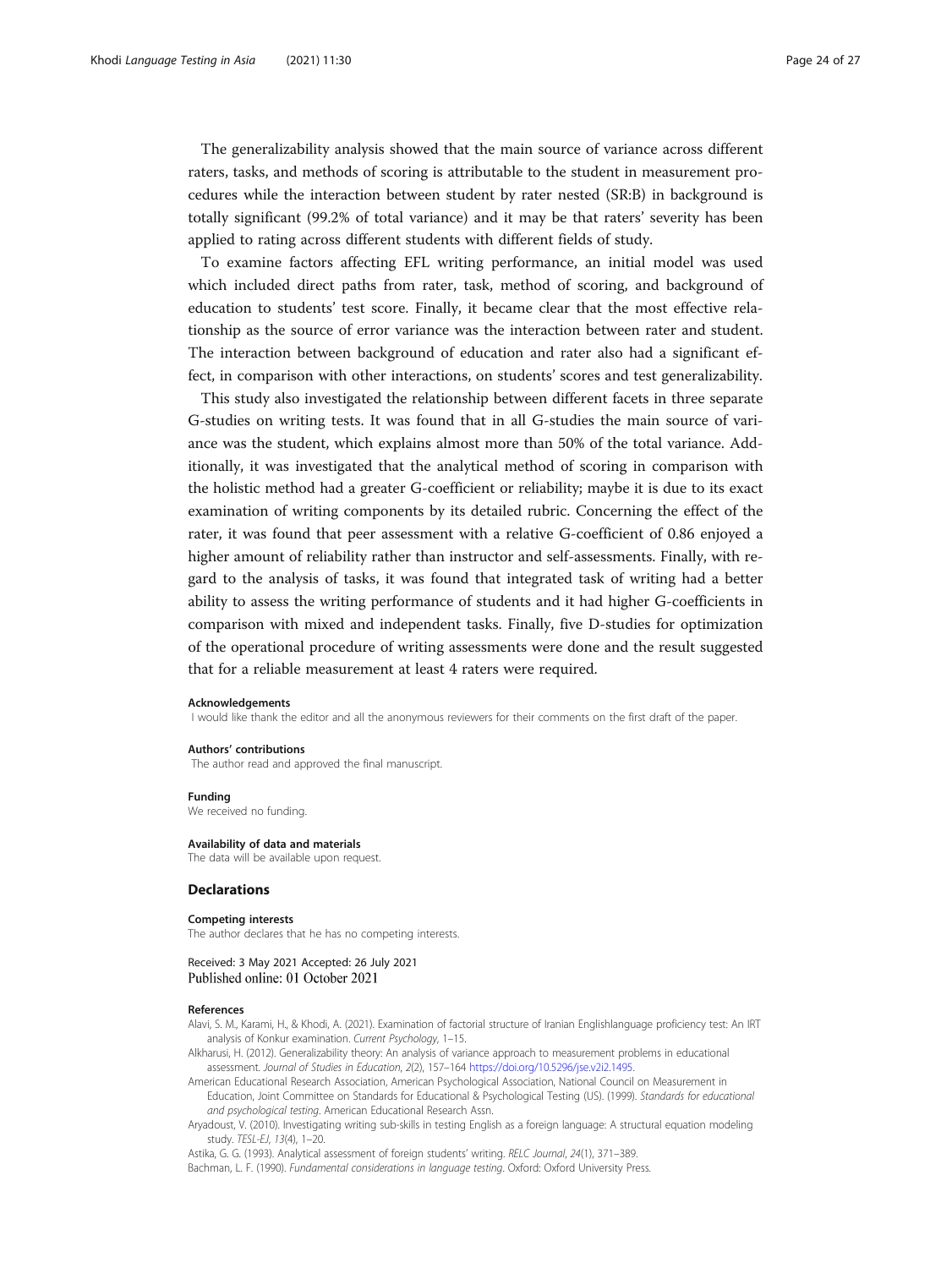The generalizability analysis showed that the main source of variance across different raters, tasks, and methods of scoring is attributable to the student in measurement procedures while the interaction between student by rater nested (SR:B) in background is totally significant (99.2% of total variance) and it may be that raters' severity has been applied to rating across different students with different fields of study.

To examine factors affecting EFL writing performance, an initial model was used which included direct paths from rater, task, method of scoring, and background of education to students' test score. Finally, it became clear that the most effective relationship as the source of error variance was the interaction between rater and student. The interaction between background of education and rater also had a significant effect, in comparison with other interactions, on students' scores and test generalizability.

This study also investigated the relationship between different facets in three separate G-studies on writing tests. It was found that in all G-studies the main source of variance was the student, which explains almost more than 50% of the total variance. Additionally, it was investigated that the analytical method of scoring in comparison with the holistic method had a greater G-coefficient or reliability; maybe it is due to its exact examination of writing components by its detailed rubric. Concerning the effect of the rater, it was found that peer assessment with a relative G-coefficient of 0.86 enjoyed a higher amount of reliability rather than instructor and self-assessments. Finally, with regard to the analysis of tasks, it was found that integrated task of writing had a better ability to assess the writing performance of students and it had higher G-coefficients in comparison with mixed and independent tasks. Finally, five D-studies for optimization of the operational procedure of writing assessments were done and the result suggested that for a reliable measurement at least 4 raters were required.

#### Acknowledgements

I would like thank the editor and all the anonymous reviewers for their comments on the first draft of the paper.

#### Authors' contributions

The author read and approved the final manuscript.

#### Funding

We received no funding.

#### Availability of data and materials

The data will be available upon request.

### Declarations

#### Competing interests

The author declares that he has no competing interests.

Received: 3 May 2021 Accepted: 26 July 2021
Published online: 01 October 2021

#### References

Alavi, S. M., Karami, H., & Khodi, A. (2021). Examination of factorial structure of Iranian Englishlanguage proficiency test: An IRT analysis of Konkur examination. *Current Psychology*, 1–15.

Alkharusi, H. (2012). Generalizability theory: An analysis of variance approach to measurement problems in educational assessment. *Journal of Studies in Education*, *2*(2), 157–164 https://doi.org/10.5296/jse.v2i2.1495.

American Educational Research Association, American Psychological Association, National Council on Measurement in Education, Joint Committee on Standards for Educational & Psychological Testing (US). (1999). *Standards for educational and psychological testing*. American Educational Research Assn.

Aryadoust, V. (2010). Investigating writing sub-skills in testing English as a foreign language: A structural equation modeling study. *TESL-EJ*, *13*(4), 1–20.

Astika, G. G. (1993). Analytical assessment of foreign students' writing. *RELC Journal*, *24*(1), 371–389.

Bachman, L. F. (1990). *Fundamental considerations in language testing*. Oxford: Oxford University Press.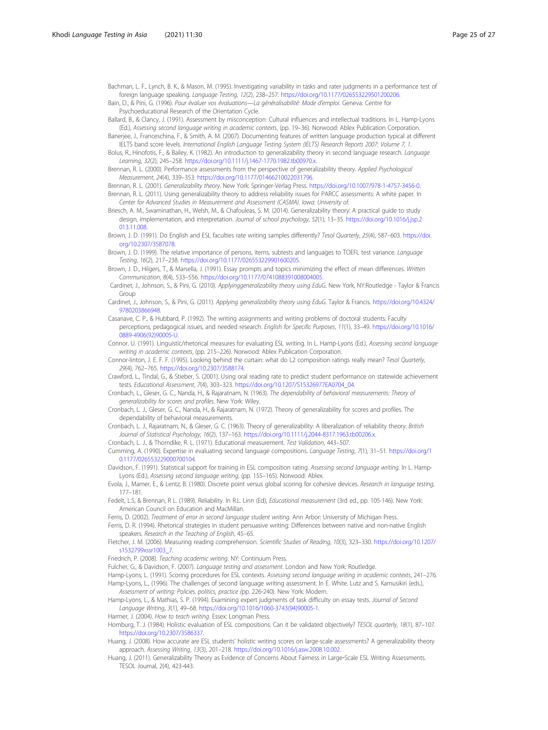Bachman, L. F., Lynch, B. K., & Mason, M. (1995). Investigating variability in tasks and rater judgments in a performance test of foreign language speaking. *Language Testing*, *12*(2), 238–257. https://doi.org/10.1177/026553229501200206.

Bain, D., & Pini, G. (1996). *Pour évaluer vos évaluations—La généralisabilité: Mode d'emploi*. Geneva: Centre for Psychoeducational Research of the Orientation Cycle.

Ballard, B., & Clancy, J. (1991). Assessment by misconception: Cultural influences and intellectual traditions. In L. Hamp-Lyons (Ed.), *Assessing second language writing in academic contexts*, (pp. 19–36). Norwood: Ablex Publication Corporation.

Banerjee, J., Franceschina, F., & Smith, A. M. (2007). Documenting features of written language production typical at different IELTS band score levels. *International English Language Testing System (IELTS) Research Reports 2007: Volume 7, 1*.

Bolus, R., Hinofotis, F., & Bailey, K. (1982). An introduction to generalizability theory in second language research. *Language Learning*, *32*(2), 245–258. https://doi.org/10.1111/j.1467-1770.1982.tb00970.x.

Brennan, R. L. (2000). Performance assessments from the perspective of generalizability theory. *Applied Psychological Measurement*, *24*(4), 339–353. https://doi.org/10.1177/01466210022031796.

Brennan, R. L. (2001). *Generalizability theory*. New York: Springer-Verlag Press. https://doi.org/10.1007/978-1-4757-3456-0.

Brennan, R. L. (2011). Using generalizability theory to address reliability issues for PARCC assessments: A white paper. In *Center for Advanced Studies in Measurement and Assessment (CASMA). Iowa: University of*.

Briesch, A. M., Swaminathan, H., Welsh, M., & Chafouleas, S. M. (2014). Generalizability theory: A practical guide to study design, implementation, and interpretation. *Journal of school psychology*, *52*(1), 13–35. https://doi.org/10.1016/j.jsp.2013.11.008.

Brown, J. D. (1991). Do English and ESL faculties rate writing samples differently? *Tesol Quarterly*, *25*(4), 587–603. https://doi.org/10.2307/3587078.

Brown, J. D. (1999). The relative importance of persons, items, subtests and languages to TOEFL test variance. *Language Testing*, *16*(2), 217–238. https://doi.org/10.1177/026553229901600205.

Brown, J. D., Hilgers, T., & Marsella, J. (1991). Essay prompts and topics minimizing the effect of mean differences. *Written Communication*, *8*(4), 533–556. https://doi.org/10.1177/0741088391008004005.

Cardinet, J., Johnson, S., & Pini, G. (2010). *Applyinggeneralizability theory using EduG*. New York, NY:Routledge - Taylor & Francis Group

Cardinet, J., Johnson, S., & Pini, G. (2011). *Applying generalizability theory using EduG*. Taylor & Francis. https://doi.org/10.4324/9780203866948.

Casanave, C. P., & Hubbard, P. (1992). The writing assignments and writing problems of doctoral students: Faculty perceptions, pedagogical issues, and needed research. *English for Specific Purposes*, *11*(1), 33–49. https://doi.org/10.1016/0889-4906(92)90005-U.

Connor, U. (1991). Linguistic/rhetorical measures for evaluating ESL writing. In L. Hamp-Lyons (Ed.), *Assessing second language writing in academic contexts*, (pp. 215–226). Norwood: Ablex Publication Corporation.

Connor-linton, J. E. F. F. (1995). Looking behind the curtain: what do L2 composition ratings really mean? *Tesol Quarterly*, *29*(4), 762–765. https://doi.org/10.2307/3588174.

Crawford, L., Tindal, G., & Stieber, S. (2001). Using oral reading rate to predict student performance on statewide achievement tests. *Educational Assessment*, *7*(4), 303–323. https://doi.org/10.1207/S15326977EA0704_04.

Cronbach, L., Gleser, G. C., Nanda, H., & Rajaratnam, N. (1963). *The dependability of behavioral measurements: Theory of generalizability for scores and profiles*. New York: Wiley.

Cronbach, L. J., Gleser, G. C., Nanda, H., & Rajaratnam, N. (1972). Theory of generalizability for scores and profiles. The dependability of behavioral measurements.

Cronbach, L. J., Rajaratnam, N., & Gleser, G. C. (1963). Theory of generalizability: A liberalization of reliability theory. *British Journal of Statistical Psychology*, *16*(2), 137–163. https://doi.org/10.1111/j.2044-8317.1963.tb00206.x.

Cronbach, L. J., & Thorndike, R. L. (1971). Educational measurement. *Test Validation*, 443–507.

Cumming, A. (1990). Expertise in evaluating second language compositions. *Language Testing*, *7*(1), 31–51. https://doi.org/10.1177/026553229000700104.

Davidson, F. (1991). Statistical support for training in ESL composition rating. *Assessing second language writing*. In L. Hamp-Lyons (Ed.), *Assessing second language writing*, (pp. 155–165). Norwood: Ablex.

Evola, J., Mamer, E., & Lentz, B. (1980). Discrete point versus global scoring for cohesive devices. *Research in language testing*, 177–181.

Fedelt, L.S, & Brennan, R L. (1989). Reliability. In R.L. Linn (Ed), *Educational measurement* (3rd ed., pp. 105-146). New York: American Council on Education and MacMillan.

Ferris, D. (2002). *Treatment of error in second language student writing*. Ann Arbor: University of Michigan Press.

Ferris, D. R. (1994). Rhetorical strategies in student persuasive writing: Differences between native and non-native English speakers. *Research in the Teaching of English*, 45–65.

Fletcher, J. M. (2006). Measuring reading comprehension. *Scientific Studies of Reading*, *10*(3), 323–330. https://doi.org/10.1207/s1532799xssr1003_7.

Friedrich, P. (2008). *Teaching academic writing*. NY: Continuum Press.

Fulcher, G., & Davidson, F. (2007). *Language testing and assessment*. London and New York: Routledge.

Hamp-Lyons, L. (1991). Scoring procedures for ESL contexts. *Assessing second language writing in academic contexts*, 241–276.

Hamp-Lyons, L., (1996). The challenges of second language writing assessment. In E. White. Lutz and S. Kamusikiri (eds.), *Assessment of writing: Policies, politics, practice (*pp. 226-240). New York: Modern.

Hamp-Lyons, L., & Mathias, S. P. (1994). Examining expert judgments of task difficulty on essay tests. *Journal of Second Language Writing*, *3*(1), 49–68. https://doi.org/10.1016/1060-3743(94)90005-1.

Harmer, J. (2004). *How to teach writing*. Essex: Longman Press.

Homburg, T. J. (1984). Holistic evaluation of ESL compositions: Can it be validated objectively? *TESOL quarterly*, *18*(1), 87–107. https://doi.org/10.2307/3586337.

Huang, J. (2008). How accurate are ESL students' holistic writing scores on large-scale assessments? A generalizability theory approach. *Assessing Writing*, *13*(3), 201–218. https://doi.org/10.1016/j.asw.2008.10.002.

Huang, J. (2011). Generalizability Theory as Evidence of Concerns About Fairness in Large‐Scale ESL Writing Assessments. TESOL Journal, 2(4), 423-443.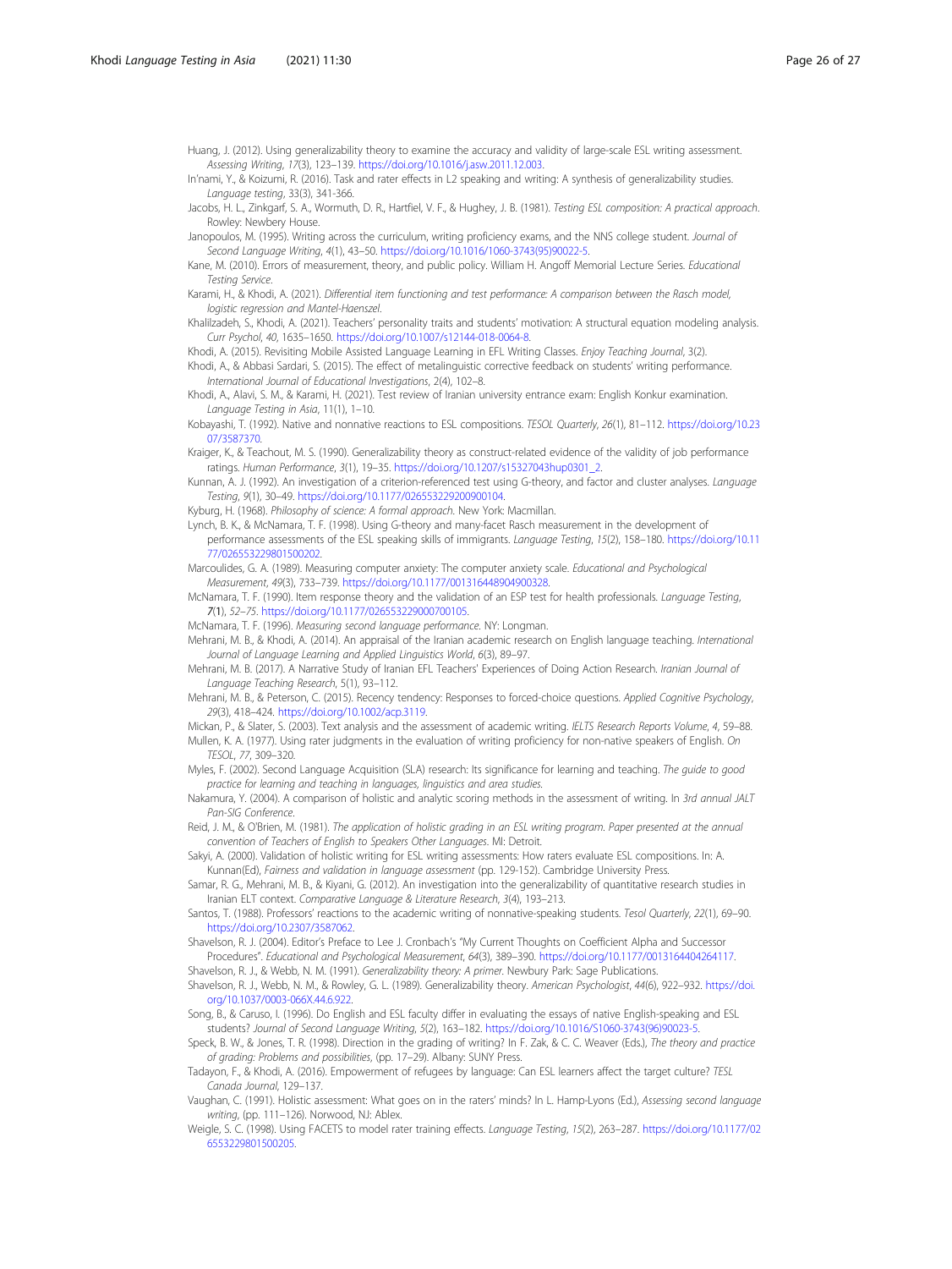Huang, J. (2012). Using generalizability theory to examine the accuracy and validity of large-scale ESL writing assessment. *Assessing Writing*, *17*(3), 123–139. https://doi.org/10.1016/j.asw.2011.12.003.

In'nami, Y., & Koizumi, R. (2016). Task and rater effects in L2 speaking and writing: A synthesis of generalizability studies. *Language testing*, 33(3), 341-366.

Jacobs, H. L., Zinkgarf, S. A., Wormuth, D. R., Hartfiel, V. F., & Hughey, J. B. (1981). *Testing ESL composition: A practical approach*. Rowley: Newbery House.

Janopoulos, M. (1995). Writing across the curriculum, writing proficiency exams, and the NNS college student. *Journal of Second Language Writing*, *4*(1), 43–50. https://doi.org/10.1016/1060-3743(95)90022-5.

Kane, M. (2010). Errors of measurement, theory, and public policy. William H. Angoff Memorial Lecture Series. *Educational Testing Service*.

Karami, H., & Khodi, A. (2021). *Differential item functioning and test performance: A comparison between the Rasch model, logistic regression and Mantel-Haenszel*.

Khalilzadeh, S., Khodi, A. (2021). Teachers' personality traits and students' motivation: A structural equation modeling analysis. *Curr Psychol*, *40*, 1635–1650. https://doi.org/10.1007/s12144-018-0064-8.

Khodi, A. (2015). Revisiting Mobile Assisted Language Learning in EFL Writing Classes. *Enjoy Teaching Journal*, 3(2).

Khodi, A., & Abbasi Sardari, S. (2015). The effect of metalinguistic corrective feedback on students' writing performance. *International Journal of Educational Investigations*, 2(4), 102–8.

Khodi, A., Alavi, S. M., & Karami, H. (2021). Test review of Iranian university entrance exam: English Konkur examination. *Language Testing in Asia*, 11(1), 1–10.

Kobayashi, T. (1992). Native and nonnative reactions to ESL compositions. *TESOL Quarterly*, *26*(1), 81–112. https://doi.org/10.2307/3587370.

Kraiger, K., & Teachout, M. S. (1990). Generalizability theory as construct-related evidence of the validity of job performance ratings. *Human Performance*, *3*(1), 19–35. https://doi.org/10.1207/s15327043hup0301_2.

Kunnan, A. J. (1992). An investigation of a criterion-referenced test using G-theory, and factor and cluster analyses. *Language Testing*, *9*(1), 30–49. https://doi.org/10.1177/026553229200900104.

Kyburg, H. (1968). *Philosophy of science: A formal approach*. New York: Macmillan.

Lynch, B. K., & McNamara, T. F. (1998). Using G-theory and many-facet Rasch measurement in the development of performance assessments of the ESL speaking skills of immigrants. *Language Testing*, *15*(2), 158–180. https://doi.org/10.1177/026553229801500202.

Marcoulides, G. A. (1989). Measuring computer anxiety: The computer anxiety scale. *Educational and Psychological Measurement*, *49*(3), 733–739. https://doi.org/10.1177/001316448904900328.

McNamara, T. F. (1990). Item response theory and the validation of an ESP test for health professionals. *Language Testing*, *7*(**1**), *52–75*. https://doi.org/10.1177/026553229000700105.

McNamara, T. F. (1996). *Measuring second language performance*. NY: Longman.

Mehrani, M. B., & Khodi, A. (2014). An appraisal of the Iranian academic research on English language teaching. *International Journal of Language Learning and Applied Linguistics World*, *6*(3), 89–97.

Mehrani, M. B. (2017). A Narrative Study of Iranian EFL Teachers' Experiences of Doing Action Research. *Iranian Journal of Language Teaching Research*, 5(1), 93–112.

Mehrani, M. B., & Peterson, C. (2015). Recency tendency: Responses to forced-choice questions. *Applied Cognitive Psychology*, *29*(3), 418–424. https://doi.org/10.1002/acp.3119.

Mickan, P., & Slater, S. (2003). Text analysis and the assessment of academic writing. *IELTS Research Reports Volume*, *4*, 59–88.

Mullen, K. A. (1977). Using rater judgments in the evaluation of writing proficiency for non-native speakers of English. *On TESOL*, *77*, 309–320.

Myles, F. (2002). Second Language Acquisition (SLA) research: Its significance for learning and teaching. *The guide to good practice for learning and teaching in languages, linguistics and area studies*.

Nakamura, Y. (2004). A comparison of holistic and analytic scoring methods in the assessment of writing. In *3rd annual JALT Pan-SIG Conference*.

Reid, J. M., & O'Brien, M. (1981). *The application of holistic grading in an ESL writing program. Paper presented at the annual convention of Teachers of English to Speakers Other Languages*. MI: Detroit.

Sakyi, A. (2000). Validation of holistic writing for ESL writing assessments: How raters evaluate ESL compositions. In: A. Kunnan(Ed), *Fairness and validation in language assessment* (pp. 129-152). Cambridge University Press.

Samar, R. G., Mehrani, M. B., & Kiyani, G. (2012). An investigation into the generalizability of quantitative research studies in Iranian ELT context. *Comparative Language & Literature Research*, *3*(4), 193–213.

Santos, T. (1988). Professors' reactions to the academic writing of nonnative-speaking students. *Tesol Quarterly*, *22*(1), 69–90. https://doi.org/10.2307/3587062.

Shavelson, R. J. (2004). Editor's Preface to Lee J. Cronbach's "My Current Thoughts on Coefficient Alpha and Successor Procedures". *Educational and Psychological Measurement*, *64*(3), 389–390. https://doi.org/10.1177/0013164404264117.

Shavelson, R. J., & Webb, N. M. (1991). *Generalizability theory: A primer*. Newbury Park: Sage Publications.

Shavelson, R. J., Webb, N. M., & Rowley, G. L. (1989). Generalizability theory. *American Psychologist*, *44*(6), 922–932. https://doi.org/10.1037/0003-066X.44.6.922.

Song, B., & Caruso, I. (1996). Do English and ESL faculty differ in evaluating the essays of native English-speaking and ESL students? *Journal of Second Language Writing*, *5*(2), 163–182. https://doi.org/10.1016/S1060-3743(96)90023-5.

Speck, B. W., & Jones, T. R. (1998). Direction in the grading of writing? In F. Zak, & C. C. Weaver (Eds.), *The theory and practice of grading: Problems and possibilities*, (pp. 17–29). Albany: SUNY Press.

Tadayon, F., & Khodi, A. (2016). Empowerment of refugees by language: Can ESL learners affect the target culture? *TESL Canada Journal*, 129–137.

Vaughan, C. (1991). Holistic assessment: What goes on in the raters' minds? In L. Hamp-Lyons (Ed.), *Assessing second language writing*, (pp. 111–126). Norwood, NJ: Ablex.

Weigle, S. C. (1998). Using FACETS to model rater training effects. *Language Testing*, *15*(2), 263–287. https://doi.org/10.1177/026553229801500205.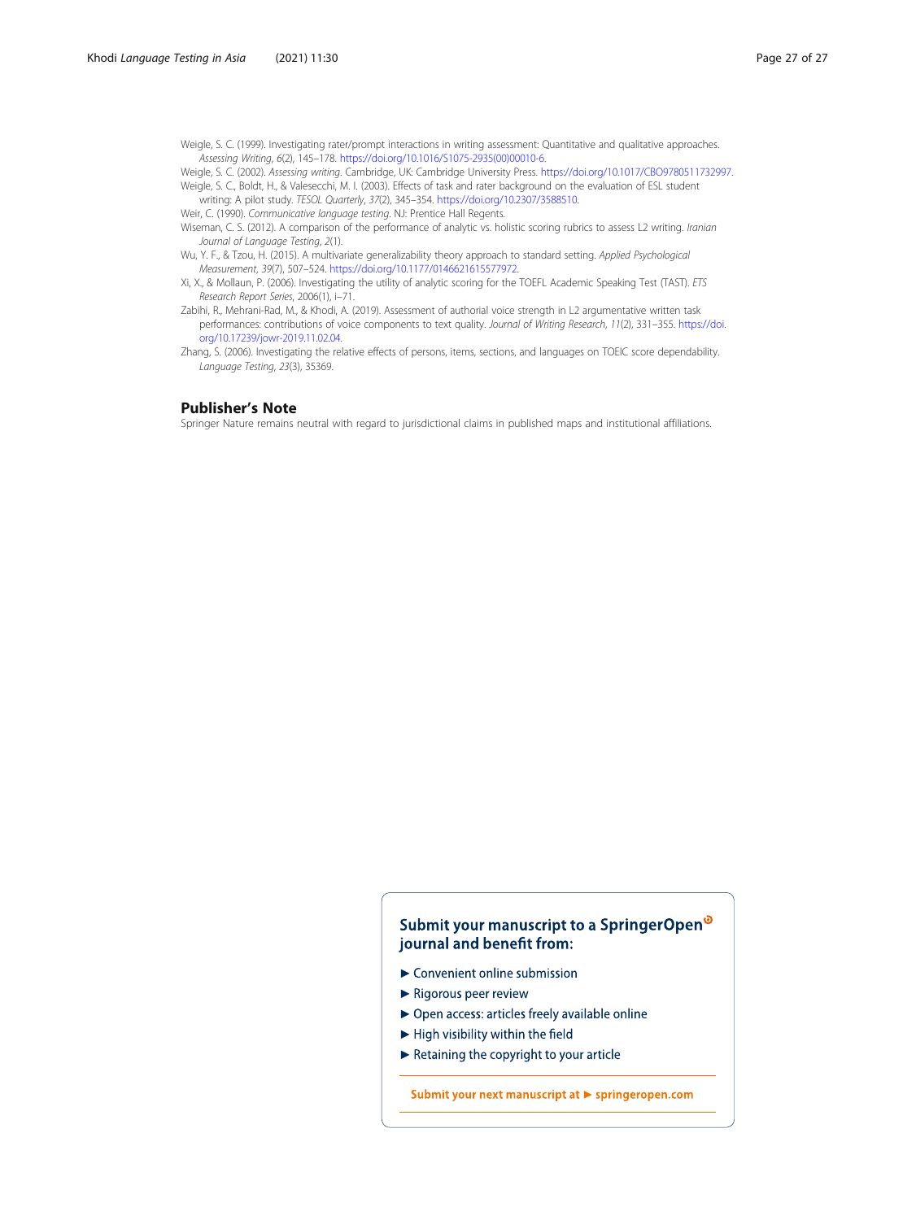Weigle, S. C. (1999). Investigating rater/prompt interactions in writing assessment: Quantitative and qualitative approaches. *Assessing Writing*, *6*(2), 145–178. https://doi.org/10.1016/S1075-2935(00)00010-6.

Weigle, S. C. (2002). *Assessing writing*. Cambridge, UK: Cambridge University Press. https://doi.org/10.1017/CBO9780511732997.

Weigle, S. C., Boldt, H., & Valesecchi, M. I. (2003). Effects of task and rater background on the evaluation of ESL student writing: A pilot study. *TESOL Quarterly*, *37*(2), 345–354. https://doi.org/10.2307/3588510.

Weir, C. (1990). *Communicative language testing*. NJ: Prentice Hall Regents.

Wiseman, C. S. (2012). A comparison of the performance of analytic vs. holistic scoring rubrics to assess L2 writing. *Iranian Journal of Language Testing*, *2*(1).

Wu, Y. F., & Tzou, H. (2015). A multivariate generalizability theory approach to standard setting. *Applied Psychological Measurement*, *39*(7), 507–524. https://doi.org/10.1177/0146621615577972.

Xi, X., & Mollaun, P. (2006). Investigating the utility of analytic scoring for the TOEFL Academic Speaking Test (TAST). *ETS Research Report Series*, 2006(1), i–71.

Zabihi, R., Mehrani-Rad, M., & Khodi, A. (2019). Assessment of authorial voice strength in L2 argumentative written task performances: contributions of voice components to text quality. *Journal of Writing Research*, *11*(2), 331–355. https://doi.org/10.17239/jowr-2019.11.02.04.

Zhang, S. (2006). Investigating the relative effects of persons, items, sections, and languages on TOEIC score dependability. *Language Testing*, *23*(3), 35369.

## Publisher's Note

Springer Nature remains neutral with regard to jurisdictional claims in published maps and institutional affiliations.

**Submit your manuscript to a SpringerOpen journal and benefit from:**

- ► Convenient online submission
- ► Rigorous peer review
- ► Open access: articles freely available online
- ► High visibility within the field
- ► Retaining the copyright to your article

**Submit your next manuscript at ► springeropen.com**